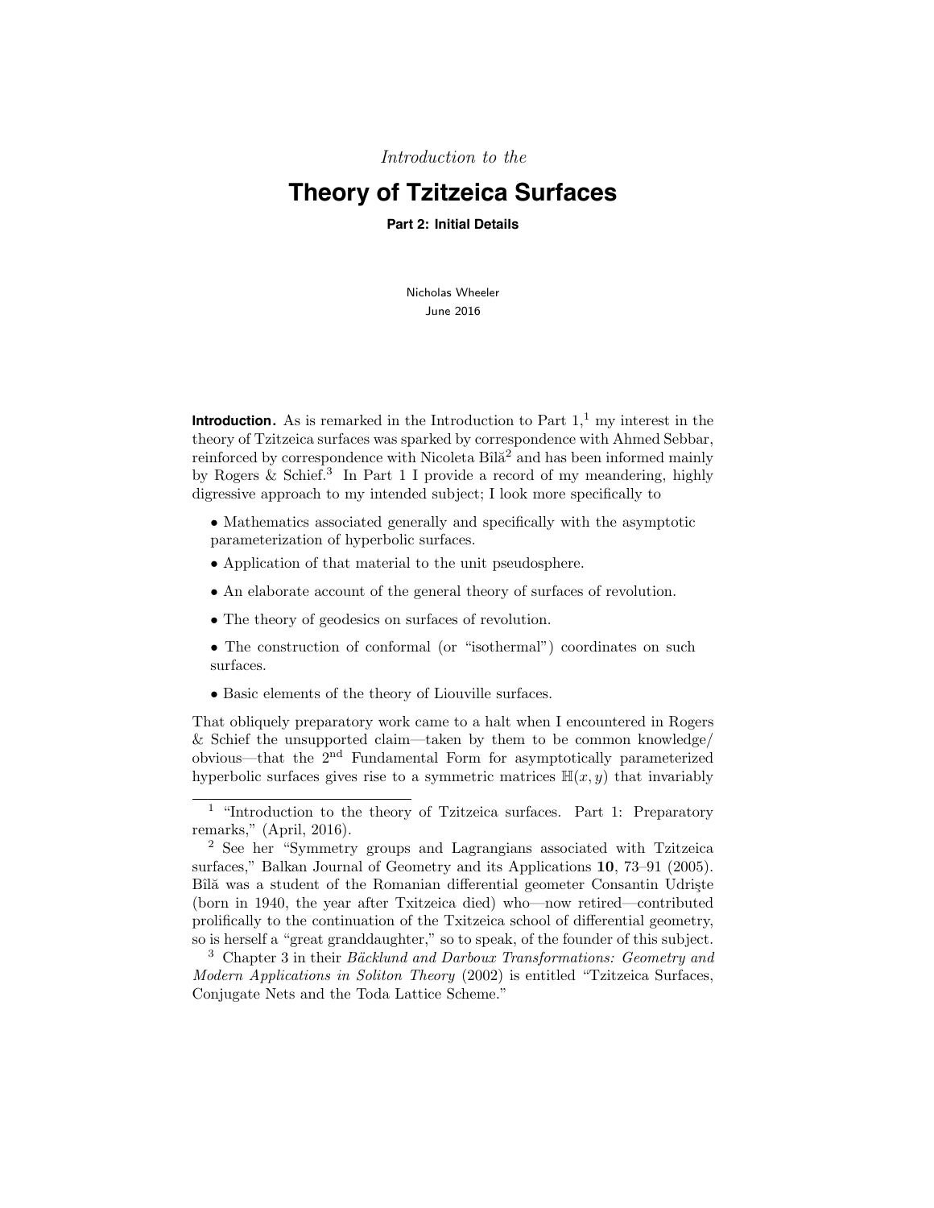*Introduction to the*

# Theory of Tzitzeica Surfaces

**Part 2: Initial Details**

Nicholas Wheeler
June 2016

**Introduction.** As is remarked in the Introduction to Part 1,[1] my interest in the theory of Tzitzeica surfaces was sparked by correspondence with Ahmed Sebbar, reinforced by correspondence with Nicoleta Bîlă[2] and has been informed mainly by Rogers & Schief.[3] In Part 1 I provide a record of my meandering, highly digressive approach to my intended subject; I look more specifically to

- Mathematics associated generally and specifically with the asymptotic parameterization of hyperbolic surfaces.
- Application of that material to the unit pseudosphere.
- An elaborate account of the general theory of surfaces of revolution.
- The theory of geodesics on surfaces of revolution.
- The construction of conformal (or "isothermal") coordinates on such surfaces.
- Basic elements of the theory of Liouville surfaces.

That obliquely preparatory work came to a halt when I encountered in Rogers & Schief the unsupported claim—taken by them to be common knowledge/obvious—that the 2nd Fundamental Form for asymptotically parameterized hyperbolic surfaces gives rise to a symmetric matrices $\mathbb{H}(x, y)$ that invariably

---

[1] "Introduction to the theory of Tzitzeica surfaces. Part 1: Preparatory remarks," (April, 2016).

[2] See her "Symmetry groups and Lagrangians associated with Tzitzeica surfaces," Balkan Journal of Geometry and its Applications **10**, 73–91 (2005). Bîlă was a student of the Romanian differential geometer Consantin Udrişte (born in 1940, the year after Txitzeica died) who—now retired—contributed prolifically to the continuation of the Txitzeica school of differential geometry, so is herself a "great granddaughter," so to speak, of the founder of this subject.

[3] Chapter 3 in their *Bäcklund and Darboux Transformations: Geometry and Modern Applications in Soliton Theory* (2002) is entitled "Tzitzeica Surfaces, Conjugate Nets and the Toda Lattice Scheme."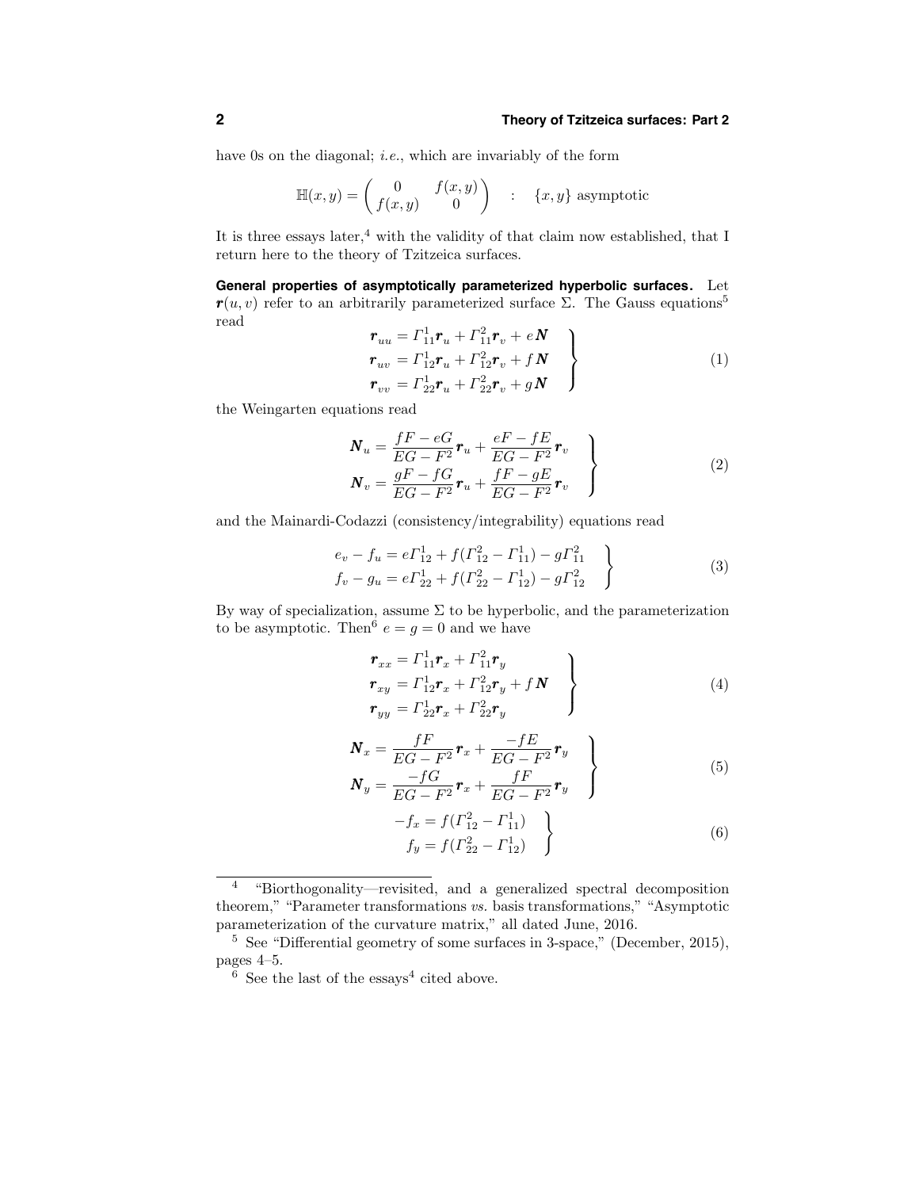have 0s on the diagonal; *i.e.*, which are invariably of the form

$$\mathbb{H}(x,y) = \begin{pmatrix} 0 & f(x,y) \\ f(x,y) & 0 \end{pmatrix} \quad : \quad \{x,y\} \text{ asymptotic}$$

It is three essays later,[4] with the validity of that claim now established, that I return here to the theory of Tzitzeica surfaces.

**General properties of asymptotically parameterized hyperbolic surfaces.** Let $\boldsymbol{r}(u,v)$ refer to an arbitrarily parameterized surface $\Sigma$. The Gauss equations[5] read

$$\left.\begin{aligned} \boldsymbol{r}_{uu} &= \Gamma^1_{11}\boldsymbol{r}_u + \Gamma^2_{11}\boldsymbol{r}_v + e\,\boldsymbol{N} \\ \boldsymbol{r}_{uv} &= \Gamma^1_{12}\boldsymbol{r}_u + \Gamma^2_{12}\boldsymbol{r}_v + f\,\boldsymbol{N} \\ \boldsymbol{r}_{vv} &= \Gamma^1_{22}\boldsymbol{r}_u + \Gamma^2_{22}\boldsymbol{r}_v + g\,\boldsymbol{N} \end{aligned}\right\} \tag{1}$$

the Weingarten equations read

$$\left.\begin{aligned} \boldsymbol{N}_u &= \frac{fF - eG}{EG - F^2}\boldsymbol{r}_u + \frac{eF - fE}{EG - F^2}\boldsymbol{r}_v \\ \boldsymbol{N}_v &= \frac{gF - fG}{EG - F^2}\boldsymbol{r}_u + \frac{fF - gE}{EG - F^2}\boldsymbol{r}_v \end{aligned}\right\} \tag{2}$$

and the Mainardi-Codazzi (consistency/integrability) equations read

$$\left.\begin{aligned} e_v - f_u &= e\Gamma^1_{12} + f(\Gamma^2_{12} - \Gamma^1_{11}) - g\Gamma^2_{11} \\ f_v - g_u &= e\Gamma^1_{22} + f(\Gamma^2_{22} - \Gamma^1_{12}) - g\Gamma^2_{12} \end{aligned}\right\} \tag{3}$$

By way of specialization, assume $\Sigma$ to be hyperbolic, and the parameterization to be asymptotic. Then[6] $e = g = 0$ and we have

$$\left.\begin{aligned} \boldsymbol{r}_{xx} &= \Gamma^1_{11}\boldsymbol{r}_x + \Gamma^2_{11}\boldsymbol{r}_y \\ \boldsymbol{r}_{xy} &= \Gamma^1_{12}\boldsymbol{r}_x + \Gamma^2_{12}\boldsymbol{r}_y + f\,\boldsymbol{N} \\ \boldsymbol{r}_{yy} &= \Gamma^1_{22}\boldsymbol{r}_x + \Gamma^2_{22}\boldsymbol{r}_y \end{aligned}\right\} \tag{4}$$

$$\left.\begin{aligned} \boldsymbol{N}_x &= \frac{fF}{EG - F^2}\boldsymbol{r}_x + \frac{-fE}{EG - F^2}\boldsymbol{r}_y \\ \boldsymbol{N}_y &= \frac{-fG}{EG - F^2}\boldsymbol{r}_x + \frac{fF}{EG - F^2}\boldsymbol{r}_y \end{aligned}\right\} \tag{5}$$

$$\left.\begin{aligned} -f_x &= f(\Gamma^2_{12} - \Gamma^1_{11}) \\ f_y &= f(\Gamma^2_{22} - \Gamma^1_{12}) \end{aligned}\right\} \tag{6}$$

---

[4] "Biorthogonality—revisited, and a generalized spectral decomposition theorem," "Parameter transformations *vs.* basis transformations," "Asymptotic parameterization of the curvature matrix," all dated June, 2016.

[5] See "Differential geometry of some surfaces in 3-space," (December, 2015), pages 4–5.

[6] See the last of the essays[4] cited above.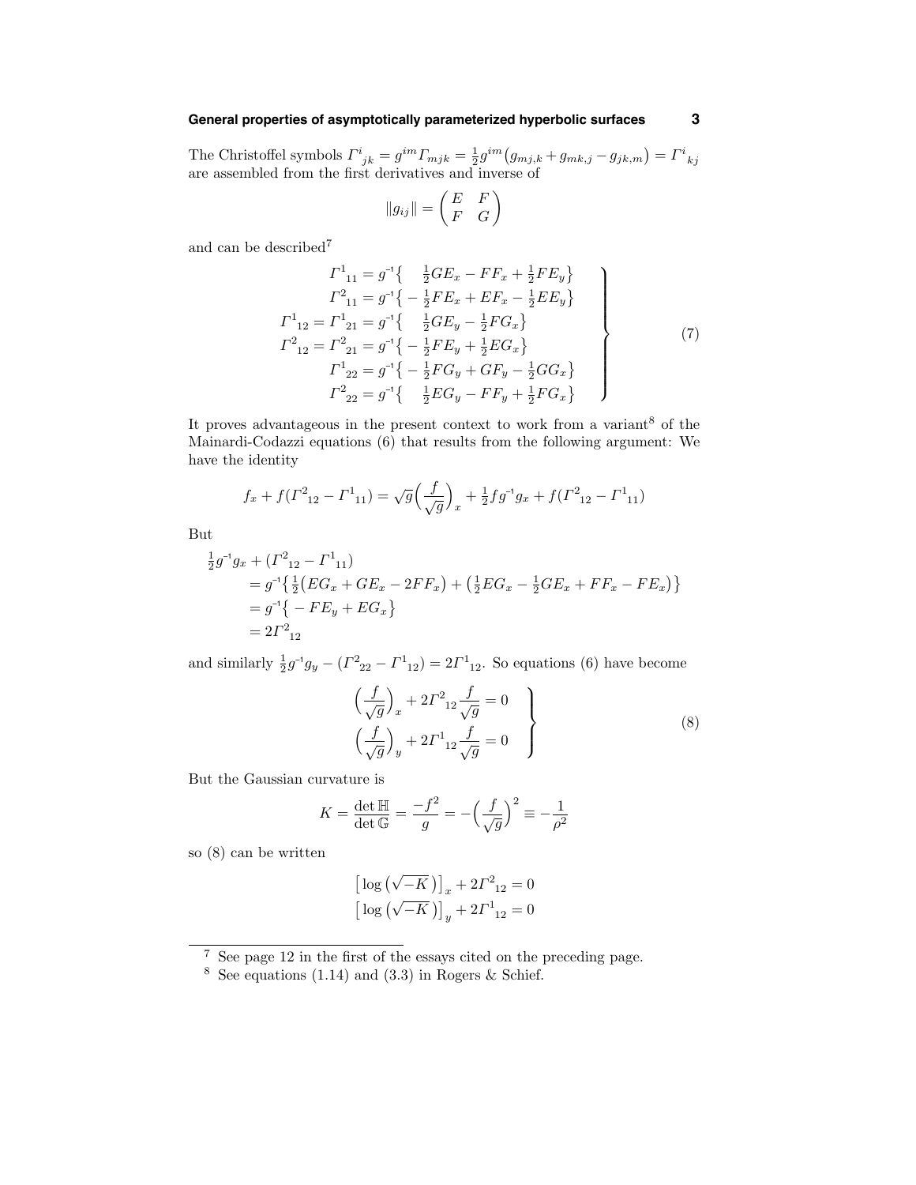The Christoffel symbols $\Gamma^i{}_{jk} = g^{im}\Gamma_{mjk} = \frac{1}{2}g^{im}\big(g_{mj,k} + g_{mk,j} - g_{jk,m}\big) = \Gamma^i{}_{kj}$ are assembled from the first derivatives and inverse of

$$\|g_{ij}\| = \begin{pmatrix} E & F \\ F & G \end{pmatrix}$$

and can be described[7]

$$\left.\begin{aligned}
\Gamma^1{}_{11} &= g^{-1}\big\{\ \ \tfrac{1}{2}GE_x - FF_x + \tfrac{1}{2}FE_y\big\} \\
\Gamma^2{}_{11} &= g^{-1}\big\{-\tfrac{1}{2}FE_x + EF_x - \tfrac{1}{2}EE_y\big\} \\
\Gamma^1{}_{12} = \Gamma^1{}_{21} &= g^{-1}\big\{\ \ \tfrac{1}{2}GE_y - \tfrac{1}{2}FG_x\big\} \\
\Gamma^2{}_{12} = \Gamma^2{}_{21} &= g^{-1}\big\{-\tfrac{1}{2}FE_y + \tfrac{1}{2}EG_x\big\} \\
\Gamma^1{}_{22} &= g^{-1}\big\{-\tfrac{1}{2}FG_y + GF_y - \tfrac{1}{2}GG_x\big\} \\
\Gamma^2{}_{22} &= g^{-1}\big\{\ \ \tfrac{1}{2}EG_y - FF_y + \tfrac{1}{2}FG_x\big\}
\end{aligned}\right\} \tag{7}$$

It proves advantageous in the present context to work from a variant[8] of the Mainardi-Codazzi equations (6) that results from the following argument: We have the identity

$$f_x + f(\Gamma^2{}_{12} - \Gamma^1{}_{11}) = \sqrt{g}\Big(\frac{f}{\sqrt{g}}\Big)_x + \tfrac{1}{2}fg^{-1}g_x + f(\Gamma^2{}_{12} - \Gamma^1{}_{11})$$

But

$$\begin{aligned}
&\tfrac{1}{2}g^{-1}g_x + (\Gamma^2{}_{12} - \Gamma^1{}_{11}) \\
&\qquad = g^{-1}\big\{\tfrac{1}{2}\big(EG_x + GE_x - 2FF_x\big) + \big(\tfrac{1}{2}EG_x - \tfrac{1}{2}GE_x + FF_x - FE_x\big)\big\} \\
&\qquad = g^{-1}\big\{-FE_y + EG_x\big\} \\
&\qquad = 2\Gamma^2{}_{12}
\end{aligned}$$

and similarly $\frac{1}{2}g^{-1}g_y - (\Gamma^2{}_{22} - \Gamma^1{}_{12}) = 2\Gamma^1{}_{12}$. So equations (6) have become

$$\left.\begin{aligned}
\Big(\frac{f}{\sqrt{g}}\Big)_x + 2\Gamma^2{}_{12}\frac{f}{\sqrt{g}} &= 0 \\
\Big(\frac{f}{\sqrt{g}}\Big)_y + 2\Gamma^1{}_{12}\frac{f}{\sqrt{g}} &= 0
\end{aligned}\right\} \tag{8}$$

But the Gaussian curvature is

$$K = \frac{\det \mathbb{H}}{\det \mathbb{G}} = \frac{-f^2}{g} = -\Big(\frac{f}{\sqrt{g}}\Big)^2 \equiv -\frac{1}{\rho^2}$$

so (8) can be written

$$\begin{aligned}
\big[\log\big(\sqrt{-K}\,\big)\big]_x + 2\Gamma^2{}_{12} &= 0 \\
\big[\log\big(\sqrt{-K}\,\big)\big]_y + 2\Gamma^1{}_{12} &= 0
\end{aligned}$$

---

[7] See page 12 in the first of the essays cited on the preceding page.

[8] See equations (1.14) and (3.3) in Rogers & Schief.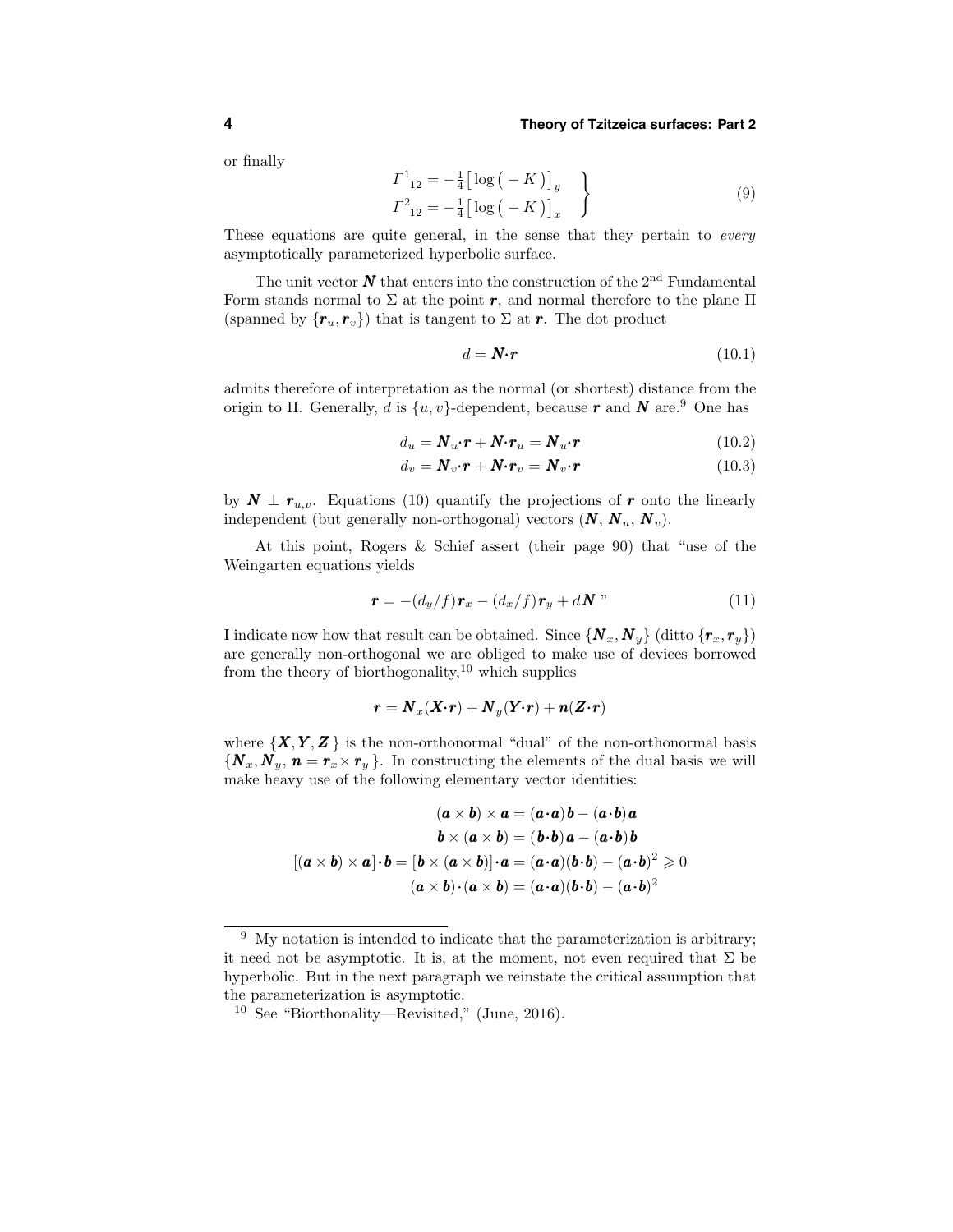or finally

$$\left.\begin{aligned} \Gamma^1{}_{12} &= -\tfrac{1}{4}\big[\log\big(-K\big)\big]_y \\ \Gamma^2{}_{12} &= -\tfrac{1}{4}\big[\log\big(-K\big)\big]_x \end{aligned}\right\} \tag{9}$$

These equations are quite general, in the sense that they pertain to *every* asymptotically parameterized hyperbolic surface.

The unit vector $\boldsymbol{N}$ that enters into the construction of the 2[nd] Fundamental Form stands normal to $\Sigma$ at the point $\boldsymbol{r}$, and normal therefore to the plane $\Pi$ (spanned by $\{\boldsymbol{r}_u, \boldsymbol{r}_v\}$) that is tangent to $\Sigma$ at $\boldsymbol{r}$. The dot product

$$d = \boldsymbol{N}\cdot\boldsymbol{r} \tag{10.1}$$

admits therefore of interpretation as the normal (or shortest) distance from the origin to $\Pi$. Generally, $d$ is $\{u, v\}$-dependent, because $\boldsymbol{r}$ and $\boldsymbol{N}$ are.[9] One has

$$d_u = \boldsymbol{N}_u\cdot\boldsymbol{r} + \boldsymbol{N}\cdot\boldsymbol{r}_u = \boldsymbol{N}_u\cdot\boldsymbol{r} \tag{10.2}$$

$$d_v = \boldsymbol{N}_v\cdot\boldsymbol{r} + \boldsymbol{N}\cdot\boldsymbol{r}_v = \boldsymbol{N}_v\cdot\boldsymbol{r} \tag{10.3}$$

by $\boldsymbol{N} \perp \boldsymbol{r}_{u,v}$. Equations (10) quantify the projections of $\boldsymbol{r}$ onto the linearly independent (but generally non-orthogonal) vectors ($\boldsymbol{N}$, $\boldsymbol{N}_u$, $\boldsymbol{N}_v$).

At this point, Rogers & Schief assert (their page 90) that "use of the Weingarten equations yields

$$\boldsymbol{r} = -(d_y/f)\boldsymbol{r}_x - (d_x/f)\boldsymbol{r}_y + d\boldsymbol{N}\text{ ''} \tag{11}$$

I indicate now how that result can be obtained. Since $\{\boldsymbol{N}_x, \boldsymbol{N}_y\}$ (ditto $\{\boldsymbol{r}_x, \boldsymbol{r}_y\}$) are generally non-orthogonal we are obliged to make use of devices borrowed from the theory of biorthogonality,[10] which supplies

$$\boldsymbol{r} = \boldsymbol{N}_x(\boldsymbol{X}\cdot\boldsymbol{r}) + \boldsymbol{N}_y(\boldsymbol{Y}\cdot\boldsymbol{r}) + \boldsymbol{n}(\boldsymbol{Z}\cdot\boldsymbol{r})$$

where $\{\boldsymbol{X}, \boldsymbol{Y}, \boldsymbol{Z}\}$ is the non-orthonormal "dual" of the non-orthonormal basis $\{\boldsymbol{N}_x, \boldsymbol{N}_y, \boldsymbol{n} = \boldsymbol{r}_x \times \boldsymbol{r}_y\}$. In constructing the elements of the dual basis we will make heavy use of the following elementary vector identities:

$$\begin{gathered} (\boldsymbol{a}\times\boldsymbol{b})\times\boldsymbol{a} = (\boldsymbol{a}\cdot\boldsymbol{a})\boldsymbol{b} - (\boldsymbol{a}\cdot\boldsymbol{b})\boldsymbol{a} \\ \boldsymbol{b}\times(\boldsymbol{a}\times\boldsymbol{b}) = (\boldsymbol{b}\cdot\boldsymbol{b})\boldsymbol{a} - (\boldsymbol{a}\cdot\boldsymbol{b})\boldsymbol{b} \\ [(\boldsymbol{a}\times\boldsymbol{b})\times\boldsymbol{a}]\cdot\boldsymbol{b} = [\boldsymbol{b}\times(\boldsymbol{a}\times\boldsymbol{b})]\cdot\boldsymbol{a} = (\boldsymbol{a}\cdot\boldsymbol{a})(\boldsymbol{b}\cdot\boldsymbol{b}) - (\boldsymbol{a}\cdot\boldsymbol{b})^2 \geqslant 0 \\ (\boldsymbol{a}\times\boldsymbol{b})\cdot(\boldsymbol{a}\times\boldsymbol{b}) = (\boldsymbol{a}\cdot\boldsymbol{a})(\boldsymbol{b}\cdot\boldsymbol{b}) - (\boldsymbol{a}\cdot\boldsymbol{b})^2 \end{gathered}$$

---

[9] My notation is intended to indicate that the parameterization is arbitrary; it need not be asymptotic. It is, at the moment, not even required that $\Sigma$ be hyperbolic. But in the next paragraph we reinstate the critical assumption that the parameterization is asymptotic.

[10] See "Biorthonality—Revisited," (June, 2016).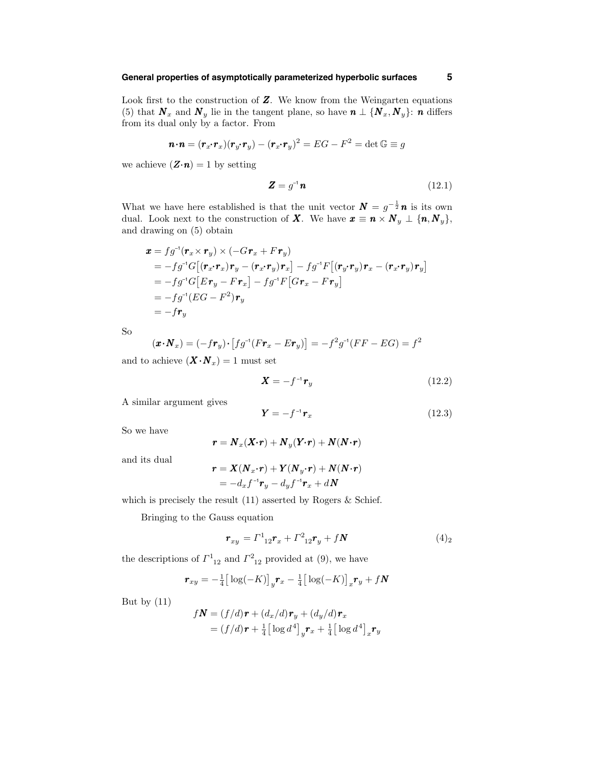Look first to the construction of $\boldsymbol{Z}$. We know from the Weingarten equations (5) that $\boldsymbol{N}_x$ and $\boldsymbol{N}_y$ lie in the tangent plane, so have $\boldsymbol{n} \perp \{\boldsymbol{N}_x, \boldsymbol{N}_y\}$: $\boldsymbol{n}$ differs from its dual only by a factor. From

$$\boldsymbol{n}\cdot\boldsymbol{n} = (\boldsymbol{r}_x\cdot\boldsymbol{r}_x)(\boldsymbol{r}_y\cdot\boldsymbol{r}_y) - (\boldsymbol{r}_x\cdot\boldsymbol{r}_y)^2 = EG - F^2 = \det \mathbb{G} \equiv g$$

we achieve $(\boldsymbol{Z}\cdot\boldsymbol{n}) = 1$ by setting

$$\boldsymbol{Z} = g^{-1}\boldsymbol{n} \tag{12.1}$$

What we have here established is that the unit vector $\boldsymbol{N} = g^{-\frac{1}{2}}\boldsymbol{n}$ is its own dual. Look next to the construction of $\boldsymbol{X}$. We have $\boldsymbol{x} \equiv \boldsymbol{n} \times \boldsymbol{N}_y \perp \{\boldsymbol{n}, \boldsymbol{N}_y\}$, and drawing on (5) obtain

$$\begin{aligned}
\boldsymbol{x} &= fg^{-1}(\boldsymbol{r}_x \times \boldsymbol{r}_y) \times (-G\boldsymbol{r}_x + F\boldsymbol{r}_y)\\
&= -fg^{-1}G\big[(\boldsymbol{r}_x\cdot\boldsymbol{r}_x)\boldsymbol{r}_y - (\boldsymbol{r}_x\cdot\boldsymbol{r}_y)\boldsymbol{r}_x\big] - fg^{-1}F\big[(\boldsymbol{r}_y\cdot\boldsymbol{r}_y)\boldsymbol{r}_x - (\boldsymbol{r}_x\cdot\boldsymbol{r}_y)\boldsymbol{r}_y\big]\\
&= -fg^{-1}G\big[E\boldsymbol{r}_y - F\boldsymbol{r}_x\big] - fg^{-1}F\big[G\boldsymbol{r}_x - F\boldsymbol{r}_y\big]\\
&= -fg^{-1}(EG - F^2)\boldsymbol{r}_y\\
&= -f\boldsymbol{r}_y
\end{aligned}$$

So

$$(\boldsymbol{x}\cdot\boldsymbol{N}_x) = (-f\boldsymbol{r}_y)\cdot\big[fg^{-1}(F\boldsymbol{r}_x - E\boldsymbol{r}_y)\big] = -f^2g^{-1}(FF - EG) = f^2$$

and to achieve $(\boldsymbol{X}\cdot\boldsymbol{N}_x) = 1$ must set

$$\boldsymbol{X} = -f^{-1}\boldsymbol{r}_y \tag{12.2}$$

A similar argument gives

$$\boldsymbol{Y} = -f^{-1}\boldsymbol{r}_x \tag{12.3}$$

So we have

$$\boldsymbol{r} = \boldsymbol{N}_x(\boldsymbol{X}\cdot\boldsymbol{r}) + \boldsymbol{N}_y(\boldsymbol{Y}\cdot\boldsymbol{r}) + \boldsymbol{N}(\boldsymbol{N}\cdot\boldsymbol{r})$$

and its dual

$$\begin{aligned}
\boldsymbol{r} &= \boldsymbol{X}(\boldsymbol{N}_x\cdot\boldsymbol{r}) + \boldsymbol{Y}(\boldsymbol{N}_y\cdot\boldsymbol{r}) + \boldsymbol{N}(\boldsymbol{N}\cdot\boldsymbol{r})\\
&= -d_xf^{-1}\boldsymbol{r}_y - d_yf^{-1}\boldsymbol{r}_x + d\boldsymbol{N}
\end{aligned}$$

which is precisely the result (11) asserted by Rogers & Schief.

Bringing to the Gauss equation

$$\boldsymbol{r}_{xy} = \Gamma^1{}_{12}\boldsymbol{r}_x + \Gamma^2{}_{12}\boldsymbol{r}_y + f\boldsymbol{N} \tag{4$_2$}$$

the descriptions of $\Gamma^1{}_{12}$ and $\Gamma^2{}_{12}$ provided at (9), we have

$$\boldsymbol{r}_{xy} = -\tfrac{1}{4}\big[\log(-K)\big]_y\boldsymbol{r}_x - \tfrac{1}{4}\big[\log(-K)\big]_x\boldsymbol{r}_y + f\boldsymbol{N}$$

But by (11)

$$\begin{aligned}
f\boldsymbol{N} &= (f/d)\boldsymbol{r} + (d_x/d)\boldsymbol{r}_y + (d_y/d)\boldsymbol{r}_x\\
&= (f/d)\boldsymbol{r} + \tfrac{1}{4}\big[\log d^4\big]_y\boldsymbol{r}_x + \tfrac{1}{4}\big[\log d^4\big]_x\boldsymbol{r}_y
\end{aligned}$$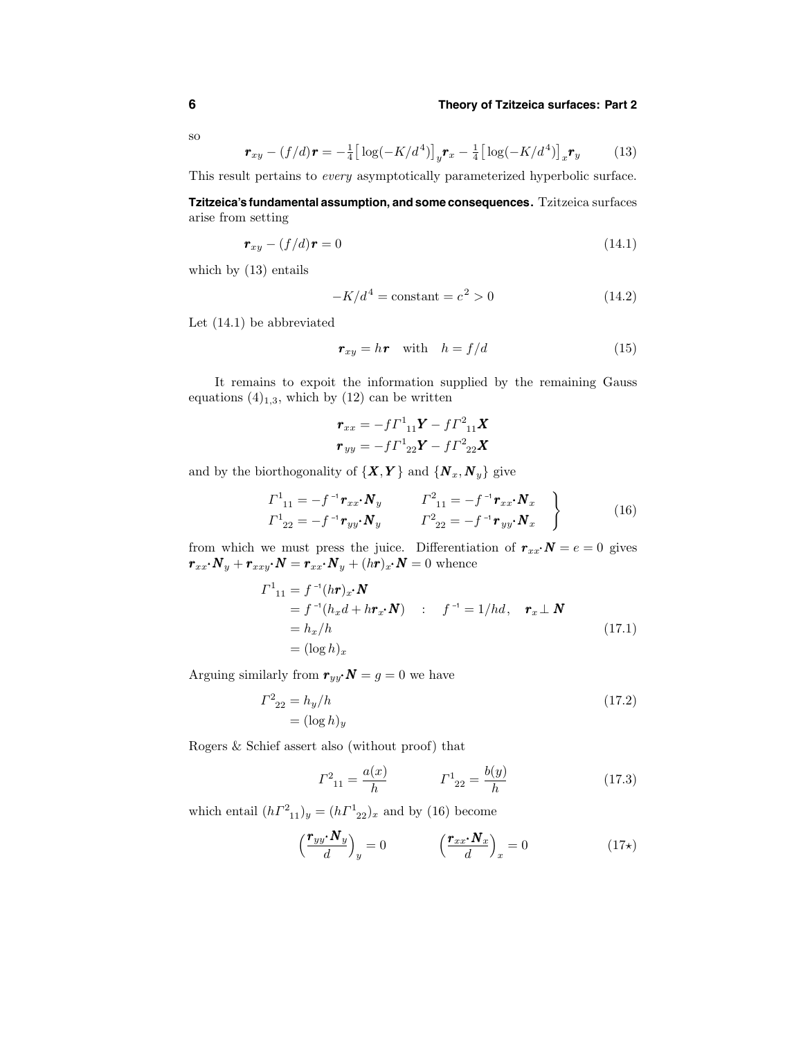so

$$\boldsymbol{r}_{xy} - (f/d)\boldsymbol{r} = -\tfrac{1}{4}\big[\log(-K/d^4)\big]_y \boldsymbol{r}_x - \tfrac{1}{4}\big[\log(-K/d^4)\big]_x \boldsymbol{r}_y \tag{13}$$

This result pertains to *every* asymptotically parameterized hyperbolic surface.

**Tzitzeica's fundamental assumption, and some consequences.** Tzitzeica surfaces arise from setting

$$\boldsymbol{r}_{xy} - (f/d)\boldsymbol{r} = 0 \tag{14.1}$$

which by (13) entails

$$-K/d^4 = \text{constant} = c^2 > 0 \tag{14.2}$$

Let (14.1) be abbreviated

$$\boldsymbol{r}_{xy} = h\boldsymbol{r} \quad \text{with} \quad h = f/d \tag{15}$$

It remains to expoit the information supplied by the remaining Gauss equations $(4)_{1,3}$, which by (12) can be written

$$\begin{aligned}
\boldsymbol{r}_{xx} &= -f\Gamma^1{}_{11}\boldsymbol{Y} - f\Gamma^2{}_{11}\boldsymbol{X} \\
\boldsymbol{r}_{yy} &= -f\Gamma^1{}_{22}\boldsymbol{Y} - f\Gamma^2{}_{22}\boldsymbol{X}
\end{aligned}$$

and by the biorthogonality of $\{\boldsymbol{X},\boldsymbol{Y}\}$ and $\{\boldsymbol{N}_x,\boldsymbol{N}_y\}$ give

$$\left.\begin{aligned}
\Gamma^1{}_{11} &= -f^{-1}\boldsymbol{r}_{xx}\cdot\boldsymbol{N}_y \qquad & \Gamma^2{}_{11} &= -f^{-1}\boldsymbol{r}_{xx}\cdot\boldsymbol{N}_x \\
\Gamma^1{}_{22} &= -f^{-1}\boldsymbol{r}_{yy}\cdot\boldsymbol{N}_y \qquad & \Gamma^2{}_{22} &= -f^{-1}\boldsymbol{r}_{yy}\cdot\boldsymbol{N}_x
\end{aligned}\right\} \tag{16}$$

from which we must press the juice. Differentiation of $\boldsymbol{r}_{xx}\cdot\boldsymbol{N} = e = 0$ gives $\boldsymbol{r}_{xx}\cdot\boldsymbol{N}_y + \boldsymbol{r}_{xxy}\cdot\boldsymbol{N} = \boldsymbol{r}_{xx}\cdot\boldsymbol{N}_y + (h\boldsymbol{r})_x\cdot\boldsymbol{N} = 0$ whence

$$\begin{aligned}
\Gamma^1{}_{11} &= f^{-1}(h\boldsymbol{r})_x\cdot\boldsymbol{N} \\
&= f^{-1}(h_x d + h\boldsymbol{r}_x\cdot\boldsymbol{N}) \quad : \quad f^{-1} = 1/hd, \quad \boldsymbol{r}_x \perp \boldsymbol{N} \\
&= h_x/h \\
&= (\log h)_x
\end{aligned} \tag{17.1}$$

Arguing similarly from $\boldsymbol{r}_{yy}\cdot\boldsymbol{N} = g = 0$ we have

$$\begin{aligned}
\Gamma^2{}_{22} &= h_y/h \\
&= (\log h)_y
\end{aligned} \tag{17.2}$$

Rogers & Schief assert also (without proof) that

$$\Gamma^2{}_{11} = \frac{a(x)}{h} \qquad\qquad \Gamma^1{}_{22} = \frac{b(y)}{h} \tag{17.3}$$

which entail $(h\Gamma^2{}_{11})_y = (h\Gamma^1{}_{22})_x$ and by (16) become

$$\Big(\frac{\boldsymbol{r}_{yy}\cdot\boldsymbol{N}_y}{d}\Big)_y = 0 \qquad\qquad \Big(\frac{\boldsymbol{r}_{xx}\cdot\boldsymbol{N}_x}{d}\Big)_x = 0 \tag{17$\star$}$$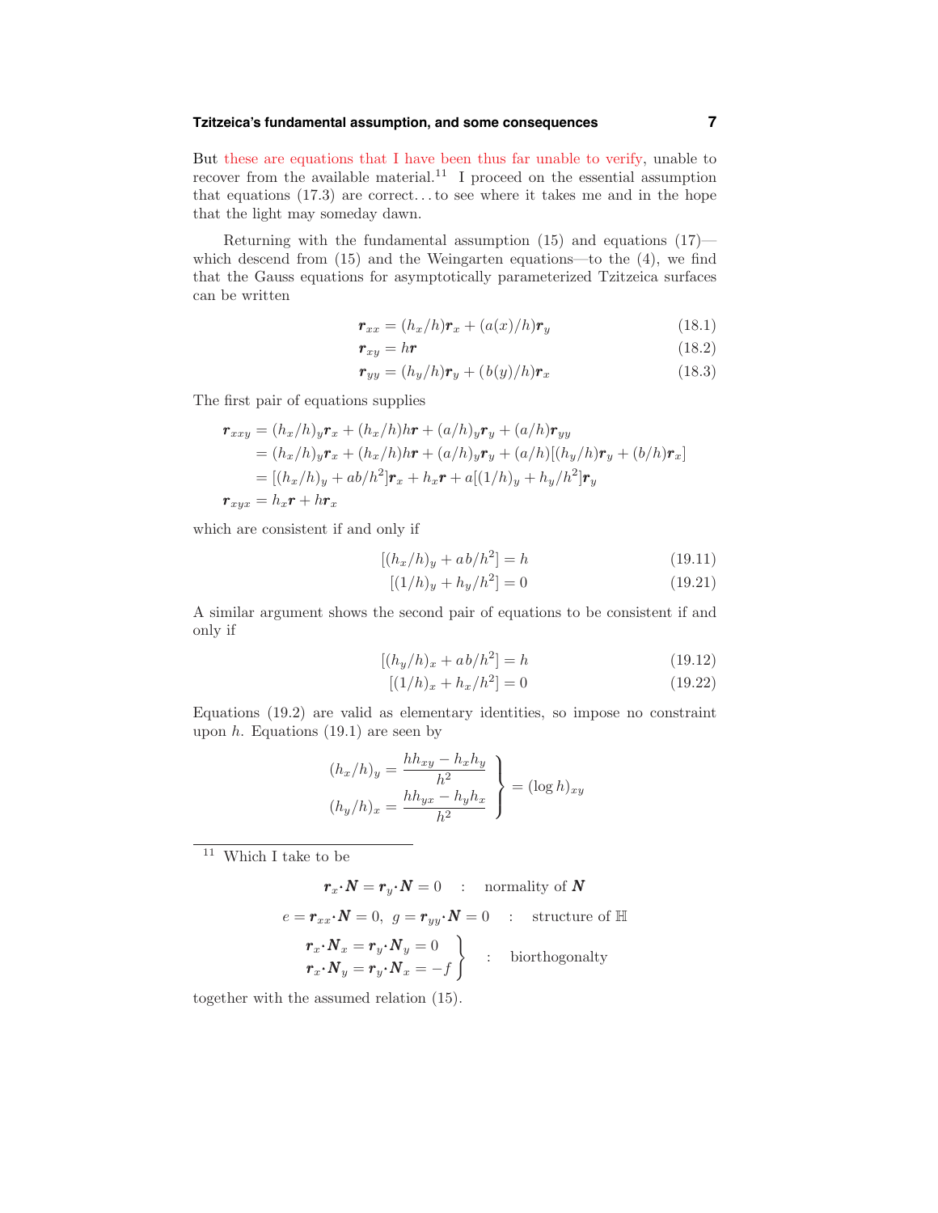But these are equations that I have been thus far unable to verify, unable to recover from the available material.[11] I proceed on the essential assumption that equations (17.3) are correct... to see where it takes me and in the hope that the light may someday dawn.

Returning with the fundamental assumption (15) and equations (17)—which descend from (15) and the Weingarten equations—to the (4), we find that the Gauss equations for asymptotically parameterized Tzitzeica surfaces can be written

$$\boldsymbol{r}_{xx} = (h_x/h)\boldsymbol{r}_x + (a(x)/h)\boldsymbol{r}_y \tag{18.1}$$

$$\boldsymbol{r}_{xy} = h\boldsymbol{r} \tag{18.2}$$

$$\boldsymbol{r}_{yy} = (h_y/h)\boldsymbol{r}_y + (b(y)/h)\boldsymbol{r}_x \tag{18.3}$$

The first pair of equations supplies

$$\begin{aligned}
\boldsymbol{r}_{xxy} &= (h_x/h)_y\boldsymbol{r}_x + (h_x/h)h\boldsymbol{r} + (a/h)_y\boldsymbol{r}_y + (a/h)\boldsymbol{r}_{yy}\\
&= (h_x/h)_y\boldsymbol{r}_x + (h_x/h)h\boldsymbol{r} + (a/h)_y\boldsymbol{r}_y + (a/h)[(h_y/h)\boldsymbol{r}_y + (b/h)\boldsymbol{r}_x]\\
&= [(h_x/h)_y + ab/h^2]\boldsymbol{r}_x + h_x\boldsymbol{r} + a[(1/h)_y + h_y/h^2]\boldsymbol{r}_y\\
\boldsymbol{r}_{xyx} &= h_x\boldsymbol{r} + h\boldsymbol{r}_x
\end{aligned}$$

which are consistent if and only if

$$[(h_x/h)_y + ab/h^2] = h \tag{19.11}$$

$$[(1/h)_y + h_y/h^2] = 0 \tag{19.21}$$

A similar argument shows the second pair of equations to be consistent if and only if

$$[(h_y/h)_x + ab/h^2] = h \tag{19.12}$$

$$[(1/h)_x + h_x/h^2] = 0 \tag{19.22}$$

Equations (19.2) are valid as elementary identities, so impose no constraint upon $h$. Equations (19.1) are seen by

$$\left.\begin{aligned}
(h_x/h)_y &= \frac{hh_{xy} - h_xh_y}{h^2}\\
(h_y/h)_x &= \frac{hh_{yx} - h_yh_x}{h^2}
\end{aligned}\right\} = (\log h)_{xy}$$

---

[11] Which I take to be

$$\boldsymbol{r}_x\cdot\boldsymbol{N} = \boldsymbol{r}_y\cdot\boldsymbol{N} = 0 \quad : \quad \text{normality of } \boldsymbol{N}$$

$$e = \boldsymbol{r}_{xx}\cdot\boldsymbol{N} = 0,\ g = \boldsymbol{r}_{yy}\cdot\boldsymbol{N} = 0 \quad : \quad \text{structure of } \mathbb{H}$$

$$\left.\begin{aligned}
\boldsymbol{r}_x\cdot\boldsymbol{N}_x &= \boldsymbol{r}_y\cdot\boldsymbol{N}_y = 0\\
\boldsymbol{r}_x\cdot\boldsymbol{N}_y &= \boldsymbol{r}_y\cdot\boldsymbol{N}_x = -f
\end{aligned}\right\} \quad : \quad \text{biorthogonalty}$$

together with the assumed relation (15).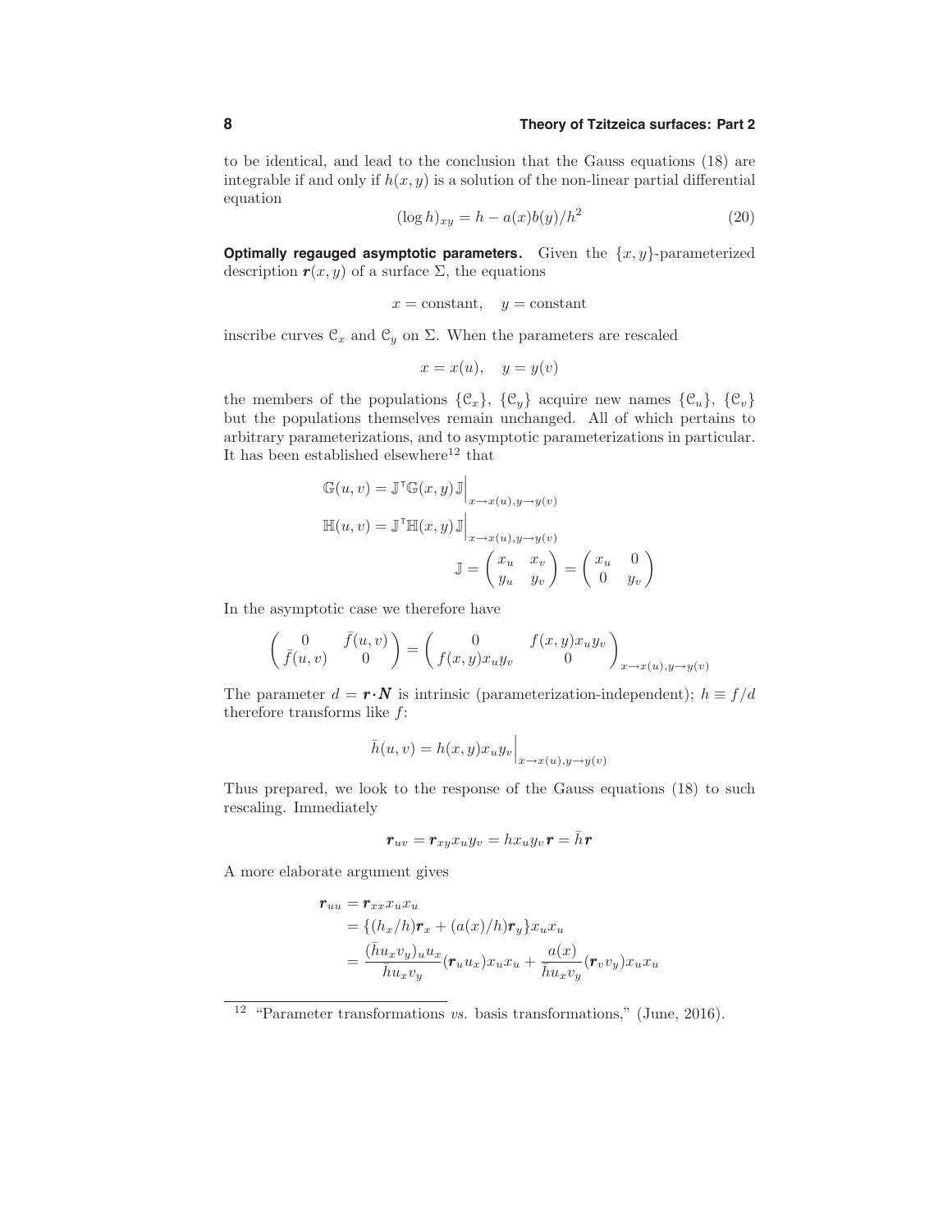to be identical, and lead to the conclusion that the Gauss equations (18) are integrable if and only if $h(x, y)$ is a solution of the non-linear partial differential equation

$$(\log h)_{xy} = h - a(x)b(y)/h^2 \tag{20}$$

**Optimally regauged asymptotic parameters.** Given the $\{x, y\}$-parameterized description $\boldsymbol{r}(x, y)$ of a surface $\Sigma$, the equations

$$x = \text{constant}, \quad y = \text{constant}$$

inscribe curves $\mathcal{C}_x$ and $\mathcal{C}_y$ on $\Sigma$. When the parameters are rescaled

$$x = x(u), \quad y = y(v)$$

the members of the populations $\{\mathcal{C}_x\}$, $\{\mathcal{C}_y\}$ acquire new names $\{\mathcal{C}_u\}$, $\{\mathcal{C}_v\}$ but the populations themselves remain unchanged. All of which pertains to arbitrary parameterizations, and to asymptotic parameterizations in particular. It has been established elsewhere[12] that

$$\mathbb{G}(u, v) = \mathbb{J}^{\mathsf{T}}\mathbb{G}(x, y)\,\mathbb{J}\Big|_{x \to x(u),\, y \to y(v)}$$

$$\mathbb{H}(u, v) = \mathbb{J}^{\mathsf{T}}\mathbb{H}(x, y)\,\mathbb{J}\Big|_{x \to x(u),\, y \to y(v)}$$

$$\mathbb{J} = \begin{pmatrix} x_u & x_v \\ y_u & y_v \end{pmatrix} = \begin{pmatrix} x_u & 0 \\ 0 & y_v \end{pmatrix}$$

In the asymptotic case we therefore have

$$\begin{pmatrix} 0 & \bar{f}(u, v) \\ \bar{f}(u, v) & 0 \end{pmatrix} = \begin{pmatrix} 0 & f(x, y)x_u y_v \\ f(x, y)x_u y_v & 0 \end{pmatrix}_{x \to x(u),\, y \to y(v)}$$

The parameter $d = \boldsymbol{r} \cdot \boldsymbol{N}$ is intrinsic (parameterization-independent); $h \equiv f/d$ therefore transforms like $f$:

$$\bar{h}(u, v) = h(x, y)x_u y_v\Big|_{x \to x(u),\, y \to y(v)}$$

Thus prepared, we look to the response of the Gauss equations (18) to such rescaling. Immediately

$$\boldsymbol{r}_{uv} = \boldsymbol{r}_{xy}x_u y_v = h x_u y_v \boldsymbol{r} = \bar{h}\boldsymbol{r}$$

A more elaborate argument gives

$$\begin{aligned}
\boldsymbol{r}_{uu} &= \boldsymbol{r}_{xx}x_u x_u \\
&= \{(h_x/h)\boldsymbol{r}_x + (a(x)/h)\boldsymbol{r}_y\}x_u x_u \\
&= \frac{(\bar{h}u_x v_y)_u u_x}{\bar{h}u_x v_y}(\boldsymbol{r}_u u_x)x_u x_u + \frac{a(x)}{\bar{h}u_x v_y}(\boldsymbol{r}_v v_y)x_u x_u
\end{aligned}$$

---

[12] "Parameter transformations *vs.* basis transformations," (June, 2016).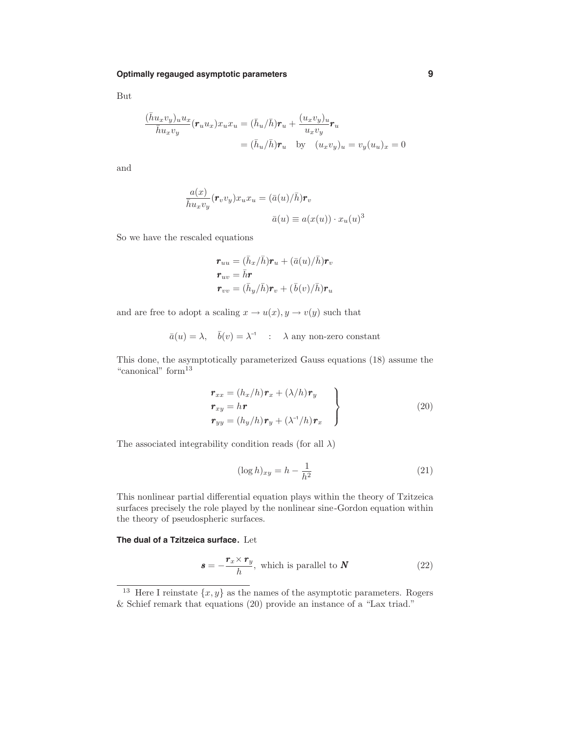But

$$\frac{(\bar{h}u_x v_y)_u u_x}{\bar{h}u_x v_y}(\boldsymbol{r}_u u_x)x_u x_u = (\bar{h}_u/\bar{h})\boldsymbol{r}_u + \frac{(u_x v_y)_u}{u_x v_y}\boldsymbol{r}_u$$
$$= (\bar{h}_u/\bar{h})\boldsymbol{r}_u \quad \text{by} \quad (u_x v_y)_u = v_y(u_u)_x = 0$$

and

$$\frac{a(x)}{\bar{h}u_x v_y}(\boldsymbol{r}_v v_y)x_u x_u = (\bar{a}(u)/\bar{h})\boldsymbol{r}_v$$
$$\bar{a}(u) \equiv a(x(u)) \cdot x_u(u)^3$$

So we have the rescaled equations

$$\begin{aligned}
\boldsymbol{r}_{uu} &= (\bar{h}_x/\bar{h})\boldsymbol{r}_u + (\bar{a}(u)/\bar{h})\boldsymbol{r}_v \\
\boldsymbol{r}_{uv} &= \bar{h}\boldsymbol{r} \\
\boldsymbol{r}_{vv} &= (\bar{h}_y/\bar{h})\boldsymbol{r}_v + (\bar{b}(v)/\bar{h})\boldsymbol{r}_u
\end{aligned}$$

and are free to adopt a scaling $x \to u(x), y \to v(y)$ such that

$$\bar{a}(u) = \lambda, \quad \bar{b}(v) = \lambda^{-1} \quad : \quad \lambda \text{ any non-zero constant}$$

This done, the asymptotically parameterized Gauss equations (18) assume the "canonical" form[13]

$$\left.\begin{aligned}
\boldsymbol{r}_{xx} &= (h_x/h)\boldsymbol{r}_x + (\lambda/h)\boldsymbol{r}_y \\
\boldsymbol{r}_{xy} &= h\boldsymbol{r} \\
\boldsymbol{r}_{yy} &= (h_y/h)\boldsymbol{r}_y + (\lambda^{-1}/h)\boldsymbol{r}_x
\end{aligned}\right\} \tag{20}$$

The associated integrability condition reads (for all $\lambda$)

$$(\log h)_{xy} = h - \frac{1}{h^2} \tag{21}$$

This nonlinear partial differential equation plays within the theory of Tzitzeica surfaces precisely the role played by the nonlinear sine-Gordon equation within the theory of pseudospheric surfaces.

**The dual of a Tzitzeica surface.** Let

$$\boldsymbol{s} = -\frac{\boldsymbol{r}_x \times \boldsymbol{r}_y}{h}, \text{ which is parallel to } \boldsymbol{N} \tag{22}$$

[13] Here I reinstate $\{x, y\}$ as the names of the asymptotic parameters. Rogers & Schief remark that equations (20) provide an instance of a "Lax triad."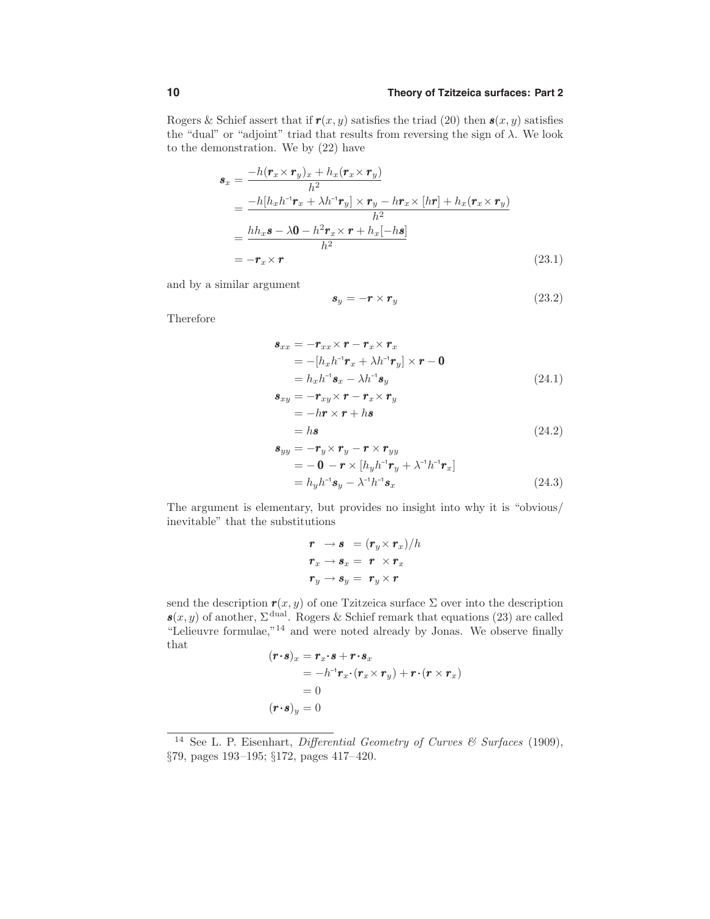Rogers & Schief assert that if $\boldsymbol{r}(x,y)$ satisfies the triad (20) then $\boldsymbol{s}(x,y)$ satisfies the "dual" or "adjoint" triad that results from reversing the sign of $\lambda$. We look to the demonstration. We by (22) have

$$
\begin{aligned}
\boldsymbol{s}_x &= \frac{-h(\boldsymbol{r}_x\times \boldsymbol{r}_y)_x + h_x(\boldsymbol{r}_x\times \boldsymbol{r}_y)}{h^2}\\
&= \frac{-h[h_x h^{-1}\boldsymbol{r}_x + \lambda h^{-1}\boldsymbol{r}_y]\times \boldsymbol{r}_y - h\boldsymbol{r}_x\times[h\boldsymbol{r}] + h_x(\boldsymbol{r}_x\times \boldsymbol{r}_y)}{h^2}\\
&= \frac{hh_x\boldsymbol{s} - \lambda\boldsymbol{0} - h^2\boldsymbol{r}_x\times \boldsymbol{r} + h_x[-h\boldsymbol{s}]}{h^2}\\
&= -\boldsymbol{r}_x\times \boldsymbol{r}
\end{aligned}
\tag{23.1}
$$

and by a similar argument

$$
\boldsymbol{s}_y = -\boldsymbol{r}\times \boldsymbol{r}_y \tag{23.2}
$$

Therefore

$$
\begin{aligned}
\boldsymbol{s}_{xx} &= -\boldsymbol{r}_{xx}\times \boldsymbol{r} - \boldsymbol{r}_x\times \boldsymbol{r}_x\\
&= -[h_x h^{-1}\boldsymbol{r}_x + \lambda h^{-1}\boldsymbol{r}_y]\times \boldsymbol{r} - \boldsymbol{0}\\
&= h_x h^{-1}\boldsymbol{s}_x - \lambda h^{-1}\boldsymbol{s}_y
\end{aligned}
\tag{24.1}
$$

$$
\begin{aligned}
\boldsymbol{s}_{xy} &= -\boldsymbol{r}_{xy}\times \boldsymbol{r} - \boldsymbol{r}_x\times \boldsymbol{r}_y\\
&= -h\boldsymbol{r}\times \boldsymbol{r} + h\boldsymbol{s}\\
&= h\boldsymbol{s}
\end{aligned}
\tag{24.2}
$$

$$
\begin{aligned}
\boldsymbol{s}_{yy} &= -\boldsymbol{r}_y\times \boldsymbol{r}_y - \boldsymbol{r}\times \boldsymbol{r}_{yy}\\
&= -\boldsymbol{0} - \boldsymbol{r}\times[h_y h^{-1}\boldsymbol{r}_y + \lambda^{-1}h^{-1}\boldsymbol{r}_x]\\
&= h_y h^{-1}\boldsymbol{s}_y - \lambda^{-1}h^{-1}\boldsymbol{s}_x
\end{aligned}
\tag{24.3}
$$

The argument is elementary, but provides no insight into why it is "obvious/ inevitable" that the substitutions

$$
\begin{aligned}
\boldsymbol{r} &\rightarrow \boldsymbol{s} = (\boldsymbol{r}_y\times \boldsymbol{r}_x)/h\\
\boldsymbol{r}_x &\rightarrow \boldsymbol{s}_x = \boldsymbol{r}\times \boldsymbol{r}_x\\
\boldsymbol{r}_y &\rightarrow \boldsymbol{s}_y = \boldsymbol{r}_y\times \boldsymbol{r}
\end{aligned}
$$

send the description $\boldsymbol{r}(x,y)$ of one Tzitzeica surface $\Sigma$ over into the description $\boldsymbol{s}(x,y)$ of another, $\Sigma^{\text{dual}}$. Rogers & Schief remark that equations (23) are called "Lelieuvre formulae,"[14] and were noted already by Jonas. We observe finally that

$$
\begin{aligned}
(\boldsymbol{r}\cdot\boldsymbol{s})_x &= \boldsymbol{r}_x\cdot\boldsymbol{s} + \boldsymbol{r}\cdot\boldsymbol{s}_x\\
&= -h^{-1}\boldsymbol{r}_x\cdot(\boldsymbol{r}_x\times \boldsymbol{r}_y) + \boldsymbol{r}\cdot(\boldsymbol{r}\times \boldsymbol{r}_x)\\
&= 0\\
(\boldsymbol{r}\cdot\boldsymbol{s})_y &= 0
\end{aligned}
$$

[14] See L. P. Eisenhart, *Differential Geometry of Curves & Surfaces* (1909), §79, pages 193–195; §172, pages 417–420.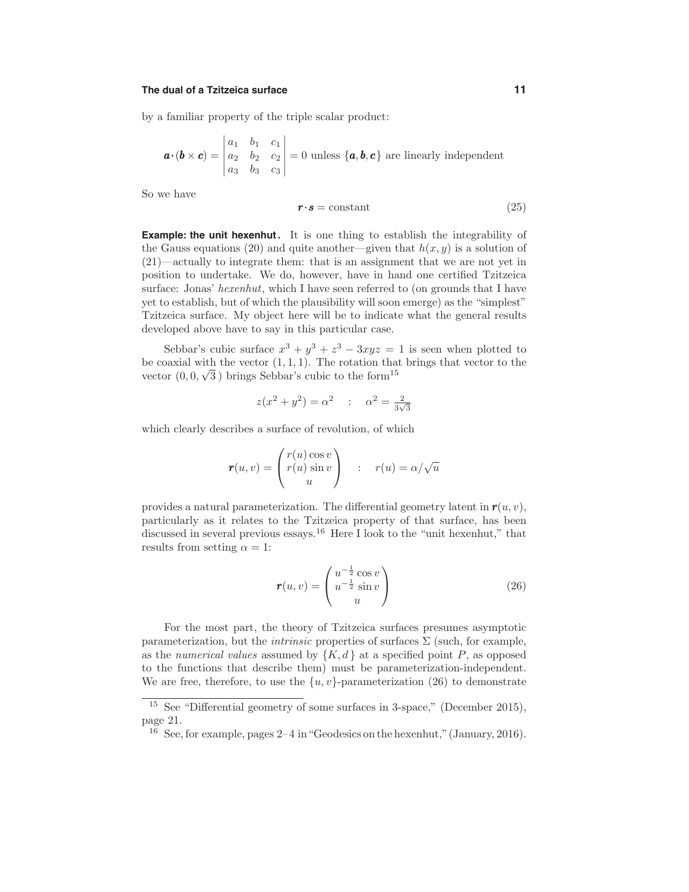by a familiar property of the triple scalar product:

$$\boldsymbol{a}\cdot(\boldsymbol{b}\times\boldsymbol{c}) = \begin{vmatrix} a_1 & b_1 & c_1 \\ a_2 & b_2 & c_2 \\ a_3 & b_3 & c_3 \end{vmatrix} = 0 \text{ unless } \{\boldsymbol{a},\boldsymbol{b},\boldsymbol{c}\} \text{ are linearly independent}$$

So we have

$$\boldsymbol{r}\cdot\boldsymbol{s} = \text{constant} \tag{25}$$

**Example: the unit hexenhut.** It is one thing to establish the integrability of the Gauss equations (20) and quite another—given that $h(x,y)$ is a solution of (21)—actually to integrate them: that is an assignment that we are not yet in position to undertake. We do, however, have in hand one certified Tzitzeica surface: Jonas' *hexenhut*, which I have seen referred to (on grounds that I have yet to establish, but of which the plausibility will soon emerge) as the "simplest" Tzitzeica surface. My object here will be to indicate what the general results developed above have to say in this particular case.

Sebbar's cubic surface $x^3 + y^3 + z^3 - 3xyz = 1$ is seen when plotted to be coaxial with the vector $(1,1,1)$. The rotation that brings that vector to the vector $(0,0,\sqrt{3})$ brings Sebbar's cubic to the form[15]

$$z(x^2+y^2) = \alpha^2 \quad : \quad \alpha^2 = \tfrac{2}{3\sqrt{3}}$$

which clearly describes a surface of revolution, of which

$$\boldsymbol{r}(u,v) = \begin{pmatrix} r(u)\cos v \\ r(u)\sin v \\ u \end{pmatrix} \quad : \quad r(u) = \alpha/\sqrt{u}$$

provides a natural parameterization. The differential geometry latent in $\boldsymbol{r}(u,v)$, particularly as it relates to the Tzitzeica property of that surface, has been discussed in several previous essays.[16] Here I look to the "unit hexenhut," that results from setting $\alpha = 1$:

$$\boldsymbol{r}(u,v) = \begin{pmatrix} u^{-\frac{1}{2}}\cos v \\ u^{-\frac{1}{2}}\sin v \\ u \end{pmatrix} \tag{26}$$

For the most part, the theory of Tzitzeica surfaces presumes asymptotic parameterization, but the *intrinsic* properties of surfaces $\Sigma$ (such, for example, as the *numerical values* assumed by $\{K, d\}$ at a specified point $P$, as opposed to the functions that describe them) must be parameterization-independent. We are free, therefore, to use the $\{u,v\}$-parameterization (26) to demonstrate

---

[15] See "Differential geometry of some surfaces in 3-space," (December 2015), page 21.

[16] See, for example, pages 2–4 in "Geodesics on the hexenhut," (January, 2016).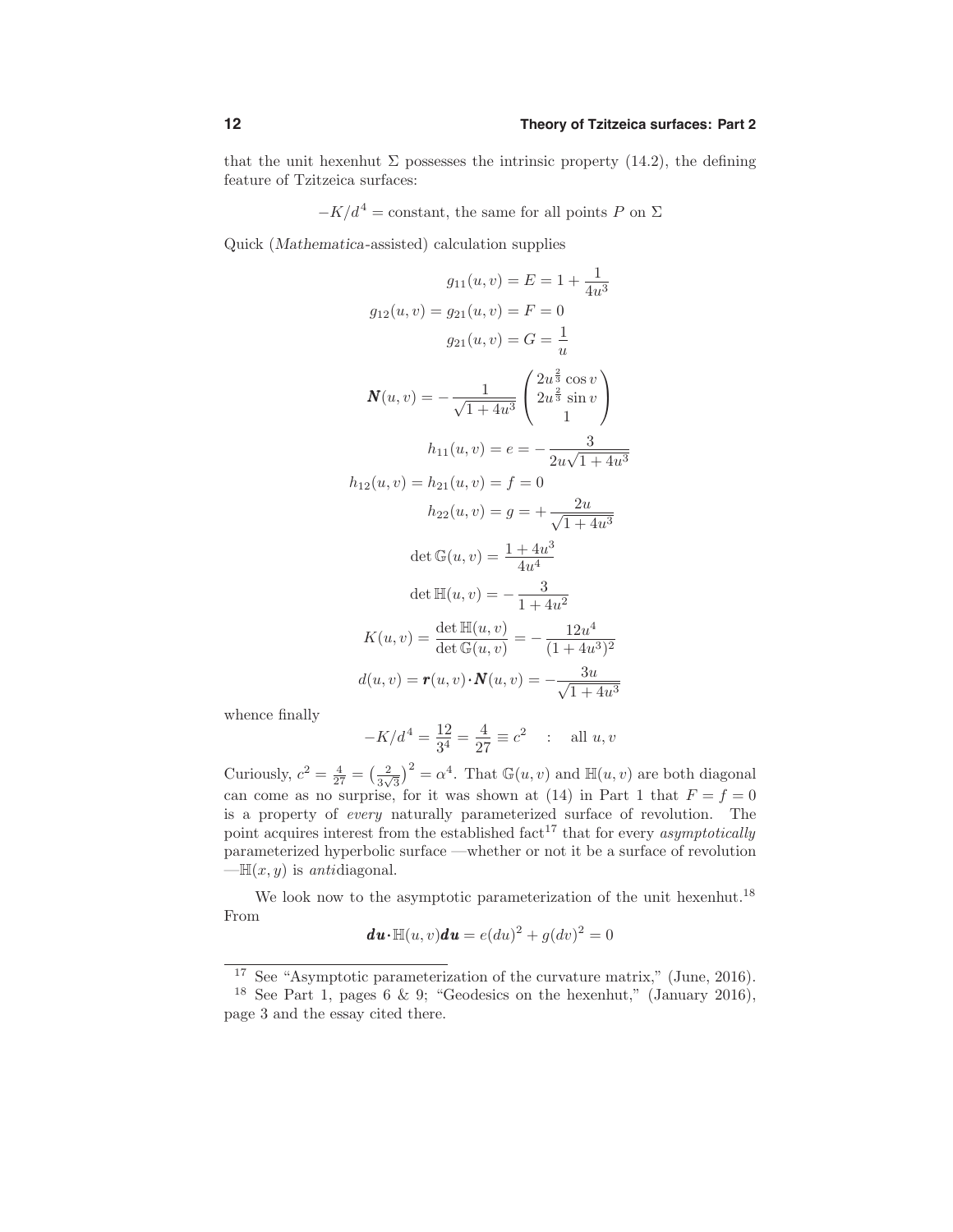that the unit hexenhut $\Sigma$ possesses the intrinsic property (14.2), the defining feature of Tzitzeica surfaces:

$$-K/d^4 = \text{constant, the same for all points } P \text{ on } \Sigma$$

Quick (*Mathematica*-assisted) calculation supplies

$$g_{11}(u,v) = E = 1 + \frac{1}{4u^3}$$

$$g_{12}(u,v) = g_{21}(u,v) = F = 0$$

$$g_{21}(u,v) = G = \frac{1}{u}$$

$$\boldsymbol{N}(u,v) = -\frac{1}{\sqrt{1+4u^3}}\begin{pmatrix} 2u^{\frac{2}{3}}\cos v \\ 2u^{\frac{2}{3}}\sin v \\ 1 \end{pmatrix}$$

$$h_{11}(u,v) = e = -\frac{3}{2u\sqrt{1+4u^3}}$$

$$h_{12}(u,v) = h_{21}(u,v) = f = 0$$

$$h_{22}(u,v) = g = +\frac{2u}{\sqrt{1+4u^3}}$$

$$\det \mathbb{G}(u,v) = \frac{1+4u^3}{4u^4}$$

$$\det \mathbb{H}(u,v) = -\frac{3}{1+4u^2}$$

$$K(u,v) = \frac{\det \mathbb{H}(u,v)}{\det \mathbb{G}(u,v)} = -\frac{12u^4}{(1+4u^3)^2}$$

$$d(u,v) = \boldsymbol{r}(u,v)\boldsymbol{\cdot}\boldsymbol{N}(u,v) = -\frac{3u}{\sqrt{1+4u^3}}$$

whence finally

$$-K/d^4 = \frac{12}{3^4} = \frac{4}{27} \equiv c^2 \quad : \quad \text{all } u, v$$

Curiously, $c^2 = \frac{4}{27} = \left(\frac{2}{3\sqrt{3}}\right)^2 = \alpha^4$. That $\mathbb{G}(u,v)$ and $\mathbb{H}(u,v)$ are both diagonal can come as no surprise, for it was shown at (14) in Part 1 that $F = f = 0$ is a property of *every* naturally parameterized surface of revolution. The point acquires interest from the established fact[17] that for every *asymptotically* parameterized hyperbolic surface —whether or not it be a surface of revolution —$\mathbb{H}(x,y)$ is *anti*diagonal.

We look now to the asymptotic parameterization of the unit hexenhut.[18] From

$$\boldsymbol{du}\boldsymbol{\cdot}\mathbb{H}(u,v)\boldsymbol{du} = e(du)^2 + g(dv)^2 = 0$$

---

[17] See "Asymptotic parameterization of the curvature matrix," (June, 2016).

[18] See Part 1, pages 6 & 9; "Geodesics on the hexenhut," (January 2016), page 3 and the essay cited there.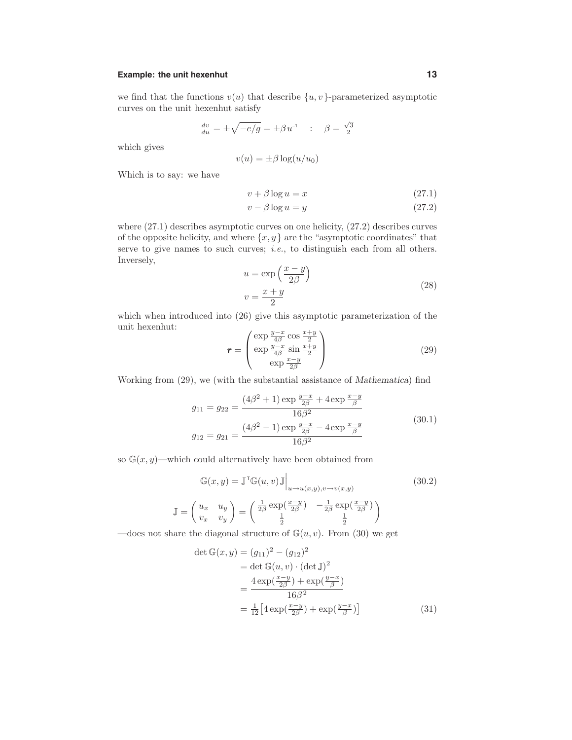we find that the functions $v(u)$ that describe $\{u, v\}$-parameterized asymptotic curves on the unit hexenhut satisfy

$$\tfrac{dv}{du} = \pm\sqrt{-e/g} = \pm\beta\, u^{-1} \quad : \quad \beta = \tfrac{\sqrt{3}}{2}$$

which gives

$$v(u) = \pm\beta \log(u/u_0)$$

Which is to say: we have

$$v + \beta \log u = x \tag{27.1}$$

$$v - \beta \log u = y \tag{27.2}$$

where (27.1) describes asymptotic curves on one helicity, (27.2) describes curves of the opposite helicity, and where $\{x, y\}$ are the "asymptotic coordinates" that serve to give names to such curves; *i.e.*, to distinguish each from all others. Inversely,

$$\begin{aligned} u &= \exp\Big(\frac{x-y}{2\beta}\Big) \\ v &= \frac{x+y}{2} \end{aligned} \tag{28}$$

which when introduced into (26) give this asymptotic parameterization of the unit hexenhut:

$$\boldsymbol{r} = \begin{pmatrix} \exp\frac{y-x}{4\beta}\cos\frac{x+y}{2} \\ \exp\frac{y-x}{4\beta}\sin\frac{x+y}{2} \\ \exp\frac{x-y}{2\beta} \end{pmatrix} \tag{29}$$

Working from (29), we (with the substantial assistance of *Mathematica*) find

$$\begin{aligned} g_{11} = g_{22} &= \frac{(4\beta^2+1)\exp\frac{y-x}{2\beta} + 4\exp\frac{x-y}{\beta}}{16\beta^2} \\ g_{12} = g_{21} &= \frac{(4\beta^2-1)\exp\frac{y-x}{2\beta} - 4\exp\frac{x-y}{\beta}}{16\beta^2} \end{aligned} \tag{30.1}$$

so $\mathbb{G}(x, y)$—which could alternatively have been obtained from

$$\mathbb{G}(x, y) = \mathbb{J}^{\mathsf{T}}\mathbb{G}(u, v)\,\mathbb{J}\Big|_{u\to u(x,y),\, v\to v(x,y)} \tag{30.2}$$

$$\mathbb{J} = \begin{pmatrix} u_x & u_y \\ v_x & v_y \end{pmatrix} = \begin{pmatrix} \frac{1}{2\beta}\exp(\frac{x-y}{2\beta}) & -\frac{1}{2\beta}\exp(\frac{x-y}{2\beta}) \\ \frac{1}{2} & \frac{1}{2} \end{pmatrix}$$

—does not share the diagonal structure of $\mathbb{G}(u, v)$. From (30) we get

$$\begin{aligned} \det\mathbb{G}(x, y) &= (g_{11})^2 - (g_{12})^2 \\ &= \det\mathbb{G}(u, v)\cdot(\det\mathbb{J})^2 \\ &= \frac{4\exp(\frac{x-y}{2\beta}) + \exp(\frac{y-x}{\beta})}{16\beta^2} \\ &= \tfrac{1}{12}\big[4\exp(\tfrac{x-y}{2\beta}) + \exp(\tfrac{y-x}{\beta})\big] \end{aligned} \tag{31}$$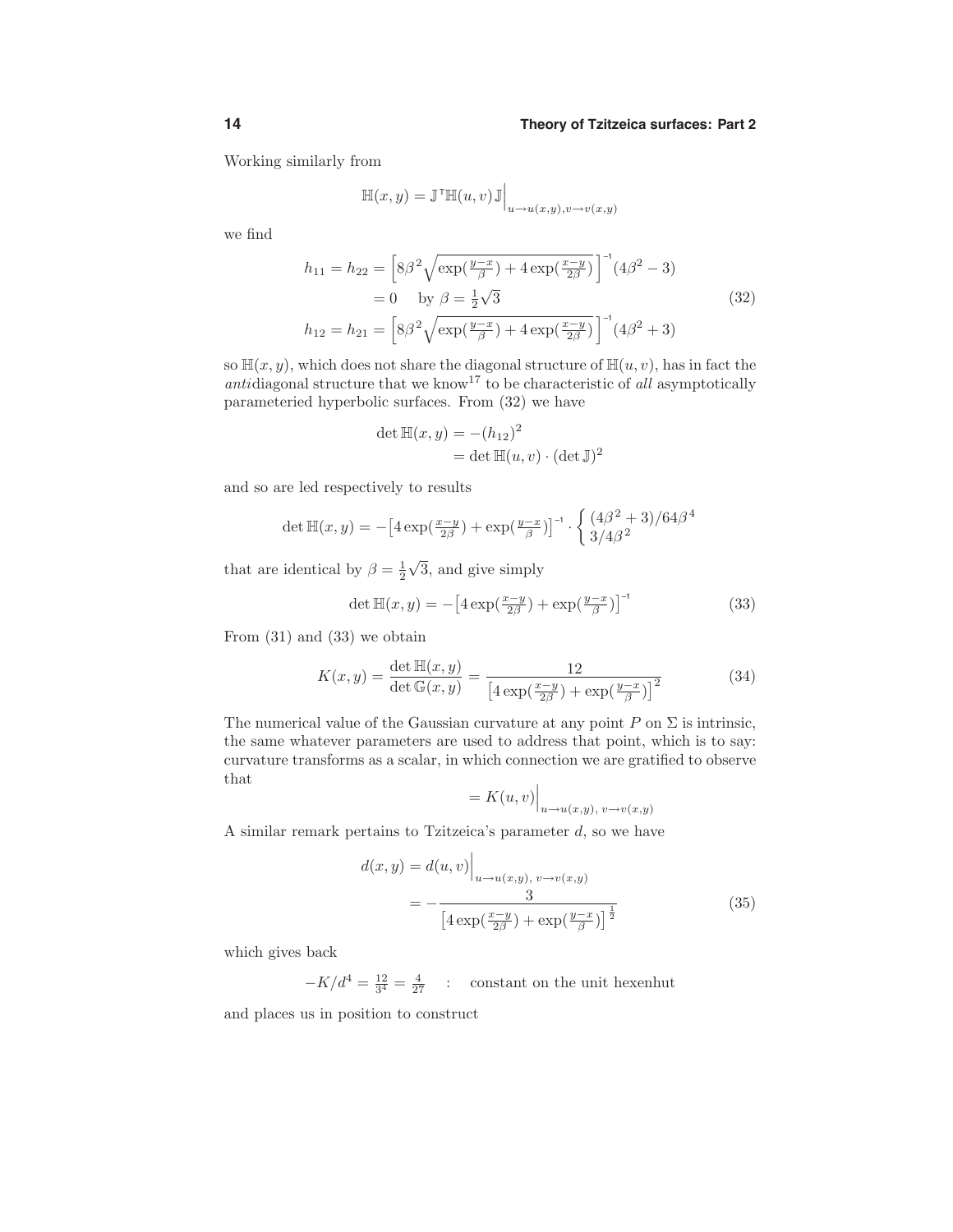Working similarly from

$$\mathbb{H}(x,y) = \mathbb{J}^{\mathsf{T}}\mathbb{H}(u,v)\mathbb{J}\Big|_{u\to u(x,y),v\to v(x,y)}$$

we find

$$\begin{aligned}
h_{11} = h_{22} &= \Big[8\beta^2\sqrt{\exp(\tfrac{y-x}{\beta}) + 4\exp(\tfrac{x-y}{2\beta})}\,\Big]^{-1}(4\beta^2 - 3)\\
&= 0 \quad \text{by } \beta = \tfrac{1}{2}\sqrt{3}\\
h_{12} = h_{21} &= \Big[8\beta^2\sqrt{\exp(\tfrac{y-x}{\beta}) + 4\exp(\tfrac{x-y}{2\beta})}\,\Big]^{-1}(4\beta^2 + 3)
\end{aligned}\tag{32}$$

so $\mathbb{H}(x,y)$, which does not share the diagonal structure of $\mathbb{H}(u,v)$, has in fact the *anti*diagonal structure that we know[17] to be characteristic of *all* asymptotically parameteried hyperbolic surfaces. From (32) we have

$$\begin{aligned}
\det\mathbb{H}(x,y) &= -(h_{12})^2\\
&= \det\mathbb{H}(u,v)\cdot(\det\mathbb{J})^2
\end{aligned}$$

and so are led respectively to results

$$\det\mathbb{H}(x,y) = -\big[4\exp(\tfrac{x-y}{2\beta}) + \exp(\tfrac{y-x}{\beta})\big]^{-1}\cdot\begin{cases}(4\beta^2+3)/64\beta^4\\ 3/4\beta^2\end{cases}$$

that are identical by $\beta = \frac{1}{2}\sqrt{3}$, and give simply

$$\det\mathbb{H}(x,y) = -\big[4\exp(\tfrac{x-y}{2\beta}) + \exp(\tfrac{y-x}{\beta})\big]^{-1}\tag{33}$$

From (31) and (33) we obtain

$$K(x,y) = \frac{\det\mathbb{H}(x,y)}{\det\mathbb{G}(x,y)} = \frac{12}{\big[4\exp(\tfrac{x-y}{2\beta}) + \exp(\tfrac{y-x}{\beta})\big]^2}\tag{34}$$

The numerical value of the Gaussian curvature at any point $P$ on $\Sigma$ is intrinsic, the same whatever parameters are used to address that point, which is to say: curvature transforms as a scalar, in which connection we are gratified to observe that

$$= K(u,v)\Big|_{u\to u(x,y),\ v\to v(x,y)}$$

A similar remark pertains to Tzitzeica's parameter $d$, so we have

$$\begin{aligned}
d(x,y) &= d(u,v)\Big|_{u\to u(x,y),\ v\to v(x,y)}\\
&= -\frac{3}{\big[4\exp(\tfrac{x-y}{2\beta}) + \exp(\tfrac{y-x}{\beta})\big]^{\frac{1}{2}}}
\end{aligned}\tag{35}$$

which gives back

$$-K/d^4 = \tfrac{12}{3^4} = \tfrac{4}{27} \quad : \quad \text{constant on the unit hexenhut}$$

and places us in position to construct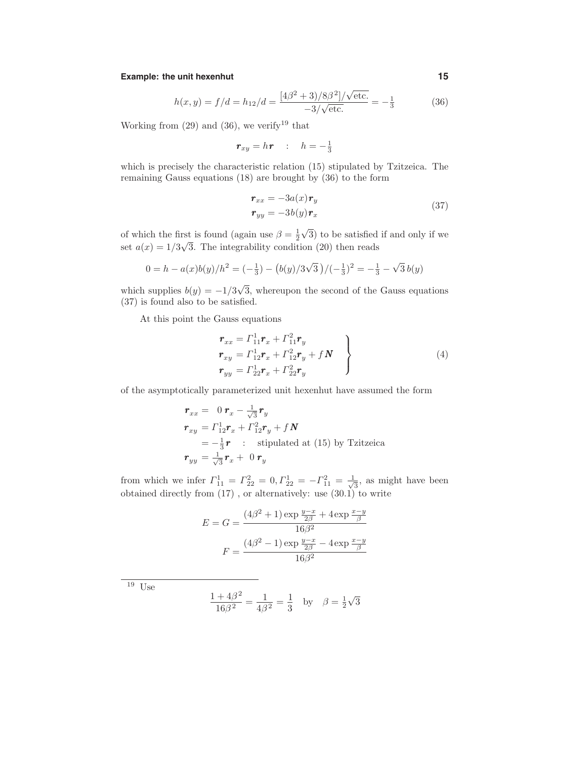$$h(x,y) = f/d = h_{12}/d = \frac{[4\beta^2+3)/8\beta^2]/\sqrt{\text{etc.}}}{-3/\sqrt{\text{etc.}}} = -\tfrac{1}{3} \tag{36}$$

Working from (29) and (36), we verify[19] that

$$\boldsymbol{r}_{xy} = h\boldsymbol{r} \quad : \quad h = -\tfrac{1}{3}$$

which is precisely the characteristic relation (15) stipulated by Tzitzeica. The remaining Gauss equations (18) are brought by (36) to the form

$$\begin{aligned} \boldsymbol{r}_{xx} &= -3a(x)\boldsymbol{r}_y \\ \boldsymbol{r}_{yy} &= -3b(y)\boldsymbol{r}_x \end{aligned} \tag{37}$$

of which the first is found (again use $\beta = \frac{1}{2}\sqrt{3}$) to be satisfied if and only if we set $a(x) = 1/3\sqrt{3}$. The integrability condition (20) then reads

$$0 = h - a(x)b(y)/h^2 = (-\tfrac{1}{3}) - \big(b(y)/3\sqrt{3}\,\big)/(-\tfrac{1}{3})^2 = -\tfrac{1}{3} - \sqrt{3}\,b(y)$$

which supplies $b(y) = -1/3\sqrt{3}$, whereupon the second of the Gauss equations (37) is found also to be satisfied.

At this point the Gauss equations

$$\left.\begin{aligned} \boldsymbol{r}_{xx} &= \Gamma^1_{11}\boldsymbol{r}_x + \Gamma^2_{11}\boldsymbol{r}_y \\ \boldsymbol{r}_{xy} &= \Gamma^1_{12}\boldsymbol{r}_x + \Gamma^2_{12}\boldsymbol{r}_y + f\boldsymbol{N} \\ \boldsymbol{r}_{yy} &= \Gamma^1_{22}\boldsymbol{r}_x + \Gamma^2_{22}\boldsymbol{r}_y \end{aligned}\right\} \tag{4}$$

of the asymptotically parameterized unit hexenhut have assumed the form

$$\begin{aligned} \boldsymbol{r}_{xx} &= \;\;0\;\boldsymbol{r}_x - \tfrac{1}{\sqrt{3}}\boldsymbol{r}_y \\ \boldsymbol{r}_{xy} &= \Gamma^1_{12}\boldsymbol{r}_x + \Gamma^2_{12}\boldsymbol{r}_y + f\boldsymbol{N} \\ &= -\tfrac{1}{3}\boldsymbol{r} \quad : \quad \text{stipulated at (15) by Tzitzeica} \\ \boldsymbol{r}_{yy} &= \tfrac{1}{\sqrt{3}}\boldsymbol{r}_x + \;\;0\;\boldsymbol{r}_y \end{aligned}$$

from which we infer $\Gamma^1_{11} = \Gamma^2_{22} = 0, \Gamma^1_{22} = -\Gamma^2_{11} = \frac{1}{\sqrt{3}}$, as might have been obtained directly from (17) , or alternatively: use (30.1) to write

$$E = G = \frac{(4\beta^2+1)\exp\frac{y-x}{2\beta} + 4\exp\frac{x-y}{\beta}}{16\beta^2}$$

$$F = \frac{(4\beta^2-1)\exp\frac{y-x}{2\beta} - 4\exp\frac{x-y}{\beta}}{16\beta^2}$$

---

[19] Use

$$\frac{1+4\beta^2}{16\beta^2} = \frac{1}{4\beta^2} = \frac{1}{3} \quad \text{by} \quad \beta = \tfrac{1}{2}\sqrt{3}$$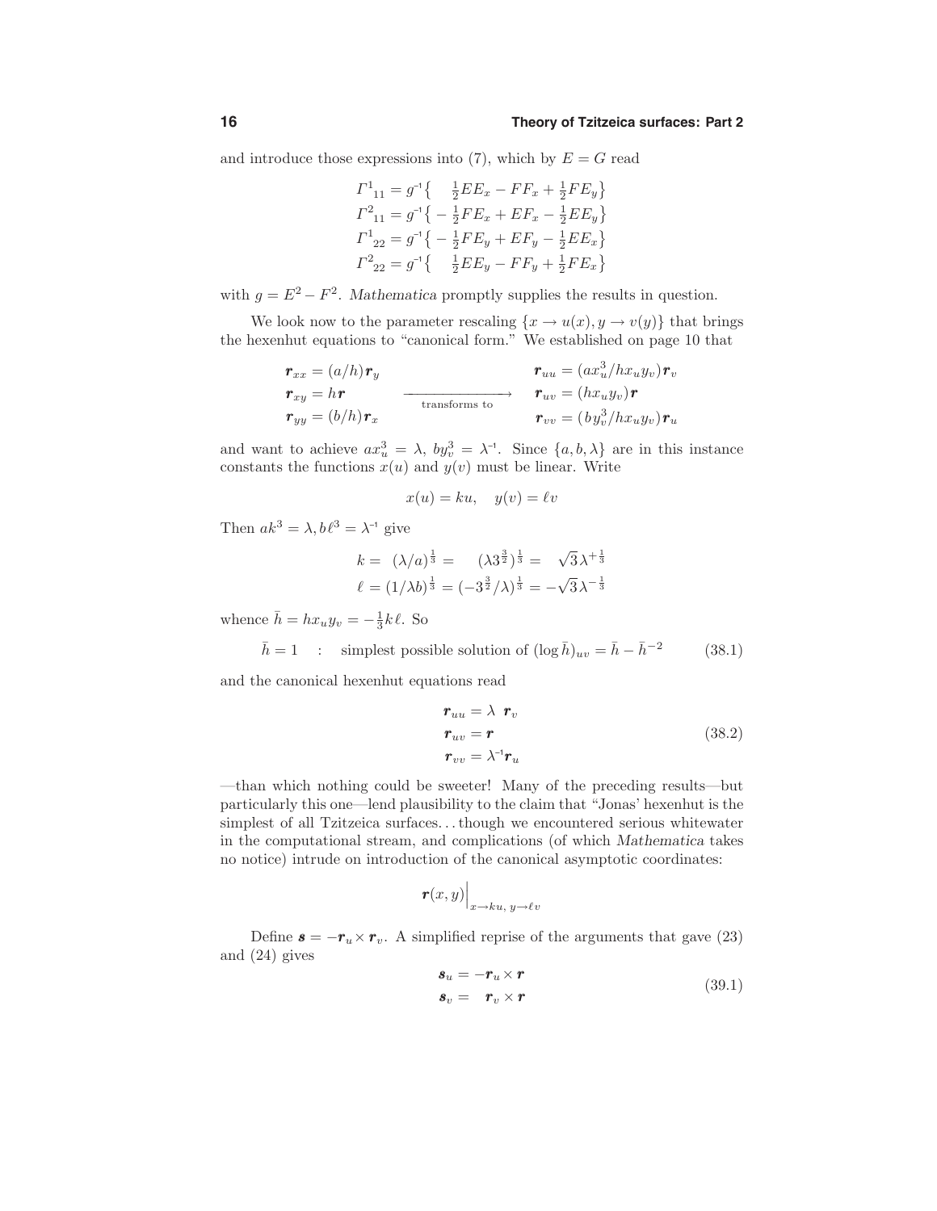and introduce those expressions into (7), which by $E = G$ read

$$
\begin{aligned}
\Gamma^1{}_{11} &= g^{-1}\big\{ \quad \tfrac{1}{2}EE_x - FF_x + \tfrac{1}{2}FE_y \big\} \\
\Gamma^2{}_{11} &= g^{-1}\big\{ -\tfrac{1}{2}FE_x + EF_x - \tfrac{1}{2}EE_y \big\} \\
\Gamma^1{}_{22} &= g^{-1}\big\{ -\tfrac{1}{2}FE_y + EF_y - \tfrac{1}{2}EE_x \big\} \\
\Gamma^2{}_{22} &= g^{-1}\big\{ \quad \tfrac{1}{2}EE_y - FF_y + \tfrac{1}{2}FE_x \big\}
\end{aligned}
$$

with $g = E^2 - F^2$. *Mathematica* promptly supplies the results in question.

We look now to the parameter rescaling $\{x \to u(x), y \to v(y)\}$ that brings the hexenhut equations to "canonical form." We established on page 10 that

$$
\begin{aligned}
\boldsymbol{r}_{xx} &= (a/h)\boldsymbol{r}_y \\
\boldsymbol{r}_{xy} &= h\boldsymbol{r} \\
\boldsymbol{r}_{yy} &= (b/h)\boldsymbol{r}_x
\end{aligned}
\quad \xrightarrow[\text{transforms to}]{\hspace{3em}} \quad
\begin{aligned}
\boldsymbol{r}_{uu} &= (ax_u^3/hx_u y_v)\boldsymbol{r}_v \\
\boldsymbol{r}_{uv} &= (hx_u y_v)\boldsymbol{r} \\
\boldsymbol{r}_{vv} &= (by_v^3/hx_u y_v)\boldsymbol{r}_u
\end{aligned}
$$

and want to achieve $ax_u^3 = \lambda$, $by_v^3 = \lambda^{-1}$. Since $\{a, b, \lambda\}$ are in this instance constants the functions $x(u)$ and $y(v)$ must be linear. Write

$$
x(u) = ku, \quad y(v) = \ell v
$$

Then $ak^3 = \lambda, b\ell^3 = \lambda^{-1}$ give

$$
\begin{aligned}
k &= \ (\lambda/a)^{\frac{1}{3}} = \quad (\lambda 3^{\frac{3}{2}})^{\frac{1}{3}} = \quad \sqrt{3}\lambda^{+\frac{1}{3}} \\
\ell &= (1/\lambda b)^{\frac{1}{3}} = (-3^{\frac{3}{2}}/\lambda)^{\frac{1}{3}} = -\sqrt{3}\lambda^{-\frac{1}{3}}
\end{aligned}
$$

whence $\bar{h} = hx_u y_v = -\frac{1}{3}k\ell$. So

$$
\bar{h} = 1 \quad : \quad \text{simplest possible solution of } (\log \bar{h})_{uv} = \bar{h} - \bar{h}^{-2} \tag{38.1}
$$

and the canonical hexenhut equations read

$$
\begin{aligned}
\boldsymbol{r}_{uu} &= \lambda \ \boldsymbol{r}_v \\
\boldsymbol{r}_{uv} &= \boldsymbol{r} \\
\boldsymbol{r}_{vv} &= \lambda^{-1}\boldsymbol{r}_u
\end{aligned}
\tag{38.2}
$$

—than which nothing could be sweeter! Many of the preceding results—but particularly this one—lend plausibility to the claim that "Jonas' hexenhut is the simplest of all Tzitzeica surfaces. . . though we encountered serious whitewater in the computational stream, and complications (of which *Mathematica* takes no notice) intrude on introduction of the canonical asymptotic coordinates:

$$
\boldsymbol{r}(x, y)\Big|_{x \to ku,\ y \to \ell v}
$$

Define $\boldsymbol{s} = -\boldsymbol{r}_u \times \boldsymbol{r}_v$. A simplified reprise of the arguments that gave (23) and (24) gives

$$
\begin{aligned}
\boldsymbol{s}_u &= -\boldsymbol{r}_u \times \boldsymbol{r} \\
\boldsymbol{s}_v &= \quad \boldsymbol{r}_v \times \boldsymbol{r}
\end{aligned}
\tag{39.1}
$$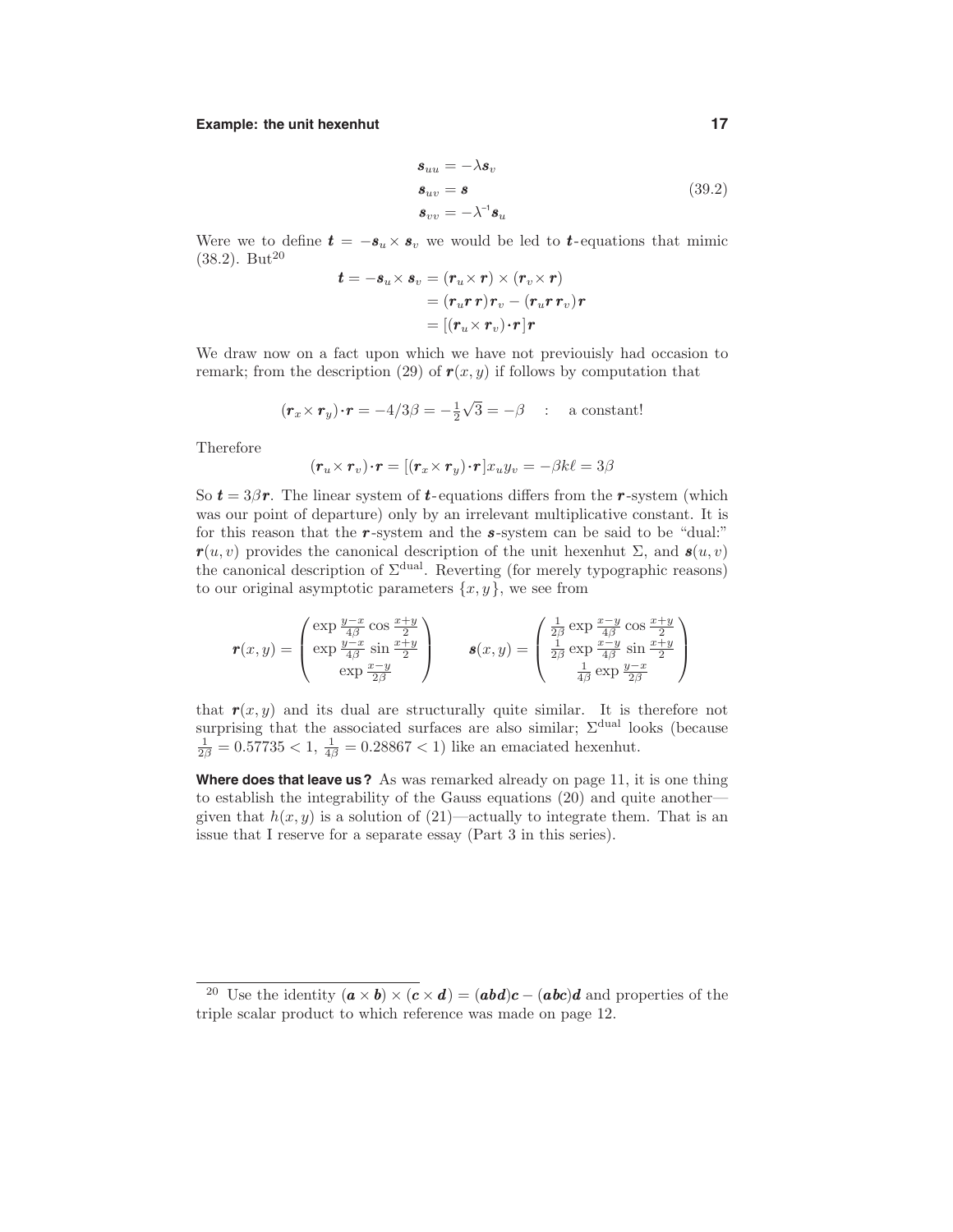$$
\begin{aligned}
\boldsymbol{s}_{uu} &= -\lambda \boldsymbol{s}_v \\
\boldsymbol{s}_{uv} &= \boldsymbol{s} \\
\boldsymbol{s}_{vv} &= -\lambda^{-1} \boldsymbol{s}_u
\end{aligned}
\tag{39.2}
$$

Were we to define $\boldsymbol{t} = -\boldsymbol{s}_u \times \boldsymbol{s}_v$ we would be led to $\boldsymbol{t}$-equations that mimic (38.2). But[20]

$$
\begin{aligned}
\boldsymbol{t} = -\boldsymbol{s}_u \times \boldsymbol{s}_v &= (\boldsymbol{r}_u \times \boldsymbol{r}) \times (\boldsymbol{r}_v \times \boldsymbol{r}) \\
&= (\boldsymbol{r}_u \boldsymbol{r}\, \boldsymbol{r})\boldsymbol{r}_v - (\boldsymbol{r}_u \boldsymbol{r}\, \boldsymbol{r}_v)\boldsymbol{r} \\
&= [(\boldsymbol{r}_u \times \boldsymbol{r}_v)\cdot \boldsymbol{r}]\boldsymbol{r}
\end{aligned}
$$

We draw now on a fact upon which we have not previouisly had occasion to remark; from the description (29) of $\boldsymbol{r}(x,y)$ if follows by computation that

$$
(\boldsymbol{r}_x \times \boldsymbol{r}_y)\cdot \boldsymbol{r} = -4/3\beta = -\tfrac{1}{2}\sqrt{3} = -\beta \quad : \quad \text{a constant!}
$$

Therefore

$$
(\boldsymbol{r}_u \times \boldsymbol{r}_v)\cdot \boldsymbol{r} = [(\boldsymbol{r}_x \times \boldsymbol{r}_y)\cdot \boldsymbol{r}]x_u y_v = -\beta k\ell = 3\beta
$$

So $\boldsymbol{t} = 3\beta \boldsymbol{r}$. The linear system of $\boldsymbol{t}$-equations differs from the $\boldsymbol{r}$-system (which was our point of departure) only by an irrelevant multiplicative constant. It is for this reason that the $\boldsymbol{r}$-system and the $\boldsymbol{s}$-system can be said to be "dual:" $\boldsymbol{r}(u,v)$ provides the canonical description of the unit hexenhut $\Sigma$, and $\boldsymbol{s}(u,v)$ the canonical description of $\Sigma^{\text{dual}}$. Reverting (for merely typographic reasons) to our original asymptotic parameters $\{x,y\}$, we see from

$$
\boldsymbol{r}(x,y) = \begin{pmatrix} \exp\frac{y-x}{4\beta}\cos\frac{x+y}{2} \\ \exp\frac{y-x}{4\beta}\sin\frac{x+y}{2} \\ \exp\frac{x-y}{2\beta} \end{pmatrix} \qquad \boldsymbol{s}(x,y) = \begin{pmatrix} \frac{1}{2\beta}\exp\frac{x-y}{4\beta}\cos\frac{x+y}{2} \\ \frac{1}{2\beta}\exp\frac{x-y}{4\beta}\sin\frac{x+y}{2} \\ \frac{1}{4\beta}\exp\frac{y-x}{2\beta} \end{pmatrix}
$$

that $\boldsymbol{r}(x,y)$ and its dual are structurally quite similar. It is therefore not surprising that the associated surfaces are also similar; $\Sigma^{\text{dual}}$ looks (because $\frac{1}{2\beta} = 0.57735 < 1$, $\frac{1}{4\beta} = 0.28867 < 1$) like an emaciated hexenhut.

**Where does that leave us?** As was remarked already on page 11, it is one thing to establish the integrability of the Gauss equations (20) and quite another—given that $h(x,y)$ is a solution of (21)—actually to integrate them. That is an issue that I reserve for a separate essay (Part 3 in this series).

---

[20] Use the identity $(\boldsymbol{a}\times\boldsymbol{b})\times(\boldsymbol{c}\times\boldsymbol{d}) = (\boldsymbol{abd})\boldsymbol{c} - (\boldsymbol{abc})\boldsymbol{d}$ and properties of the triple scalar product to which reference was made on page 12.